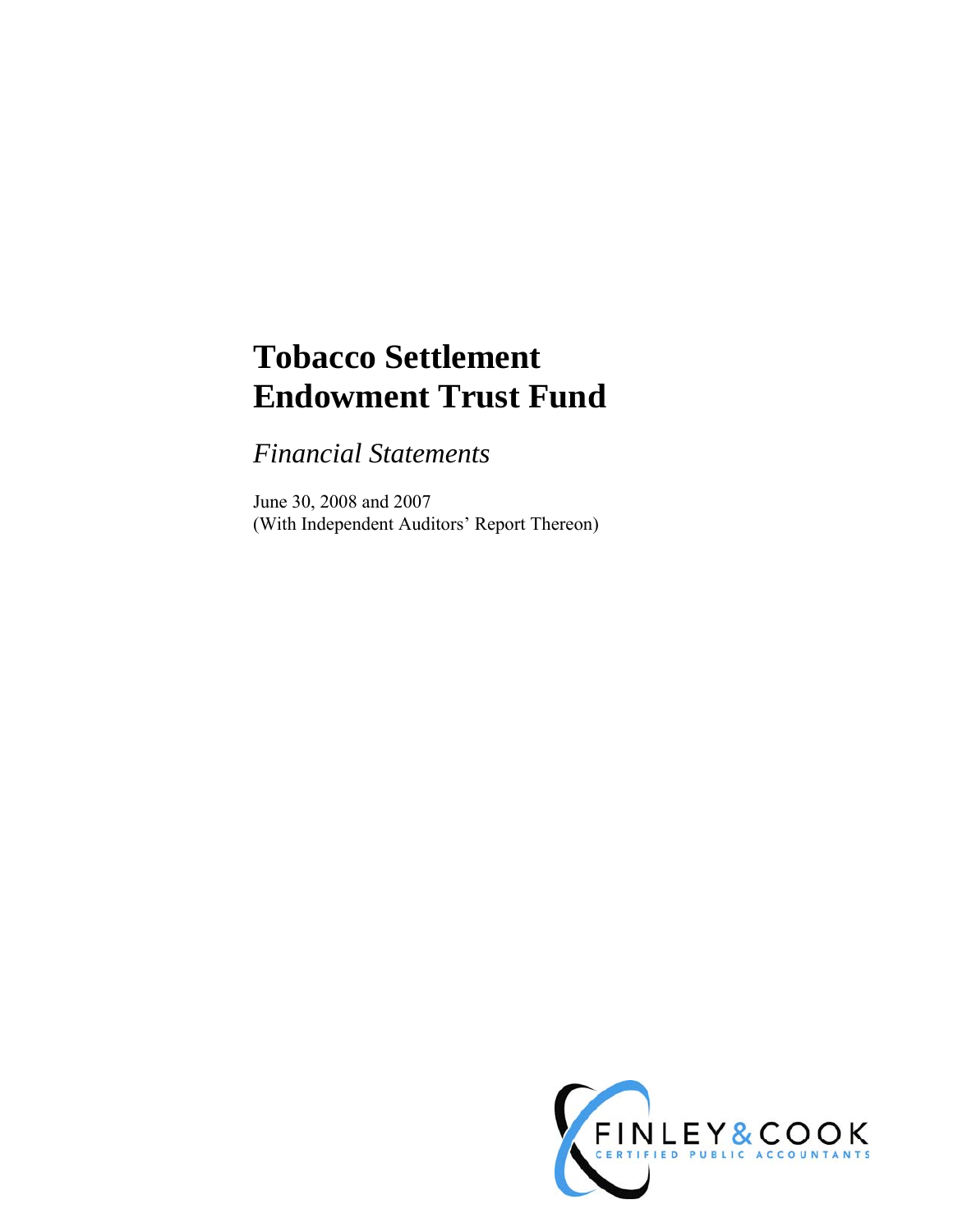# Tobacco Settlement Endowment Trust Fund

*Financial Statements*

June 30, 2008 and 2007
(With Independent Auditors' Report Thereon)

FINLEY & COOK
CERTIFIED PUBLIC ACCOUNTANTS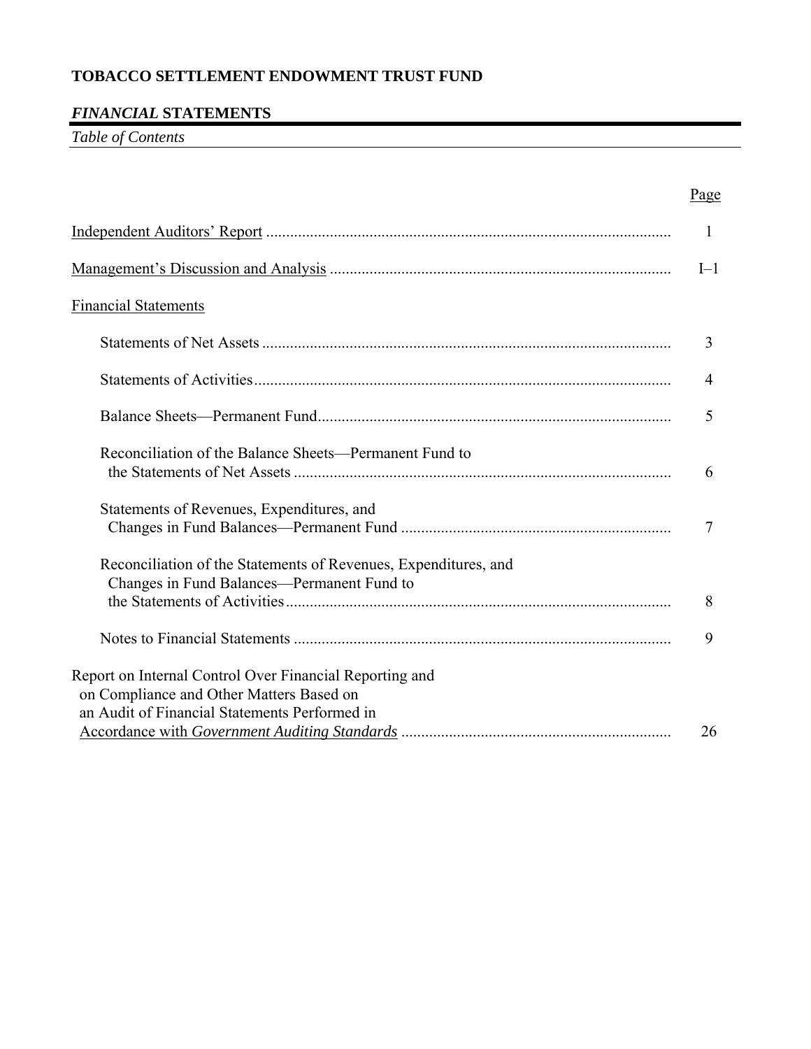# TOBACCO SETTLEMENT ENDOWMENT TRUST FUND

## *FINANCIAL* STATEMENTS

*Table of Contents*

| | Page |
|---|---|
| Independent Auditors' Report | 1 |
| Management's Discussion and Analysis | I–1 |
| Financial Statements | |
| Statements of Net Assets | 3 |
| Statements of Activities | 4 |
| Balance Sheets—Permanent Fund | 5 |
| Reconciliation of the Balance Sheets—Permanent Fund to the Statements of Net Assets | 6 |
| Statements of Revenues, Expenditures, and Changes in Fund Balances—Permanent Fund | 7 |
| Reconciliation of the Statements of Revenues, Expenditures, and Changes in Fund Balances—Permanent Fund to the Statements of Activities | 8 |
| Notes to Financial Statements | 9 |
| Report on Internal Control Over Financial Reporting and on Compliance and Other Matters Based on an Audit of Financial Statements Performed in Accordance with *Government Auditing Standards* | 26 |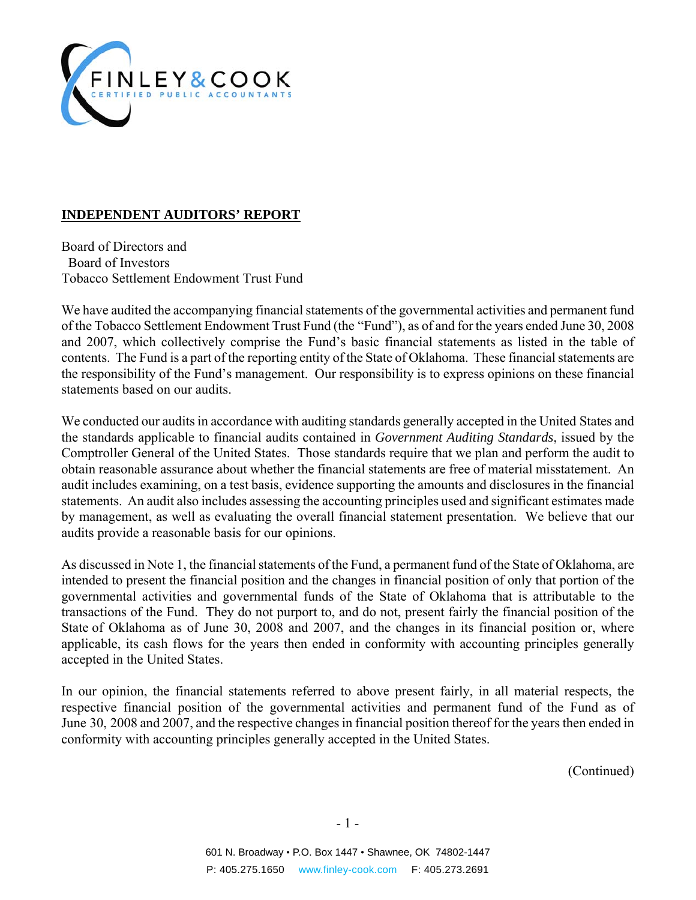FINLEY & COOK
CERTIFIED PUBLIC ACCOUNTANTS

## INDEPENDENT AUDITORS' REPORT

Board of Directors and
Board of Investors
Tobacco Settlement Endowment Trust Fund

We have audited the accompanying financial statements of the governmental activities and permanent fund of the Tobacco Settlement Endowment Trust Fund (the "Fund"), as of and for the years ended June 30, 2008 and 2007, which collectively comprise the Fund's basic financial statements as listed in the table of contents. The Fund is a part of the reporting entity of the State of Oklahoma. These financial statements are the responsibility of the Fund's management. Our responsibility is to express opinions on these financial statements based on our audits.

We conducted our audits in accordance with auditing standards generally accepted in the United States and the standards applicable to financial audits contained in *Government Auditing Standards*, issued by the Comptroller General of the United States. Those standards require that we plan and perform the audit to obtain reasonable assurance about whether the financial statements are free of material misstatement. An audit includes examining, on a test basis, evidence supporting the amounts and disclosures in the financial statements. An audit also includes assessing the accounting principles used and significant estimates made by management, as well as evaluating the overall financial statement presentation. We believe that our audits provide a reasonable basis for our opinions.

As discussed in Note 1, the financial statements of the Fund, a permanent fund of the State of Oklahoma, are intended to present the financial position and the changes in financial position of only that portion of the governmental activities and governmental funds of the State of Oklahoma that is attributable to the transactions of the Fund. They do not purport to, and do not, present fairly the financial position of the State of Oklahoma as of June 30, 2008 and 2007, and the changes in its financial position or, where applicable, its cash flows for the years then ended in conformity with accounting principles generally accepted in the United States.

In our opinion, the financial statements referred to above present fairly, in all material respects, the respective financial position of the governmental activities and permanent fund of the Fund as of June 30, 2008 and 2007, and the respective changes in financial position thereof for the years then ended in conformity with accounting principles generally accepted in the United States.

(Continued)

601 N. Broadway • P.O. Box 1447 • Shawnee, OK 74802-1447
P: 405.275.1650 www.finley-cook.com F: 405.273.2691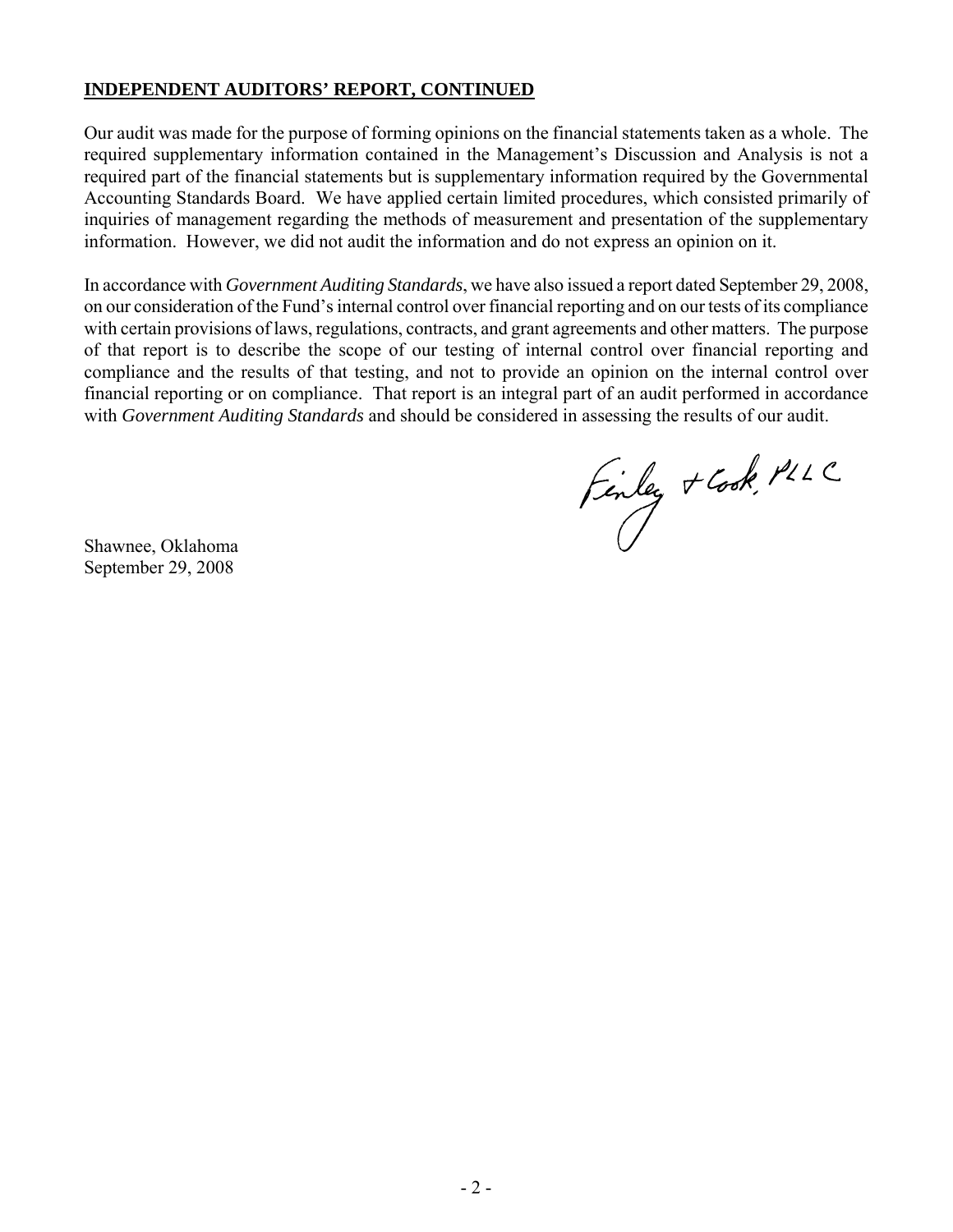**INDEPENDENT AUDITORS' REPORT, CONTINUED**

Our audit was made for the purpose of forming opinions on the financial statements taken as a whole. The required supplementary information contained in the Management's Discussion and Analysis is not a required part of the financial statements but is supplementary information required by the Governmental Accounting Standards Board. We have applied certain limited procedures, which consisted primarily of inquiries of management regarding the methods of measurement and presentation of the supplementary information. However, we did not audit the information and do not express an opinion on it.

In accordance with *Government Auditing Standards*, we have also issued a report dated September 29, 2008, on our consideration of the Fund's internal control over financial reporting and on our tests of its compliance with certain provisions of laws, regulations, contracts, and grant agreements and other matters. The purpose of that report is to describe the scope of our testing of internal control over financial reporting and compliance and the results of that testing, and not to provide an opinion on the internal control over financial reporting or on compliance. That report is an integral part of an audit performed in accordance with *Government Auditing Standards* and should be considered in assessing the results of our audit.

Finley & Cook, PLLC

Shawnee, Oklahoma
September 29, 2008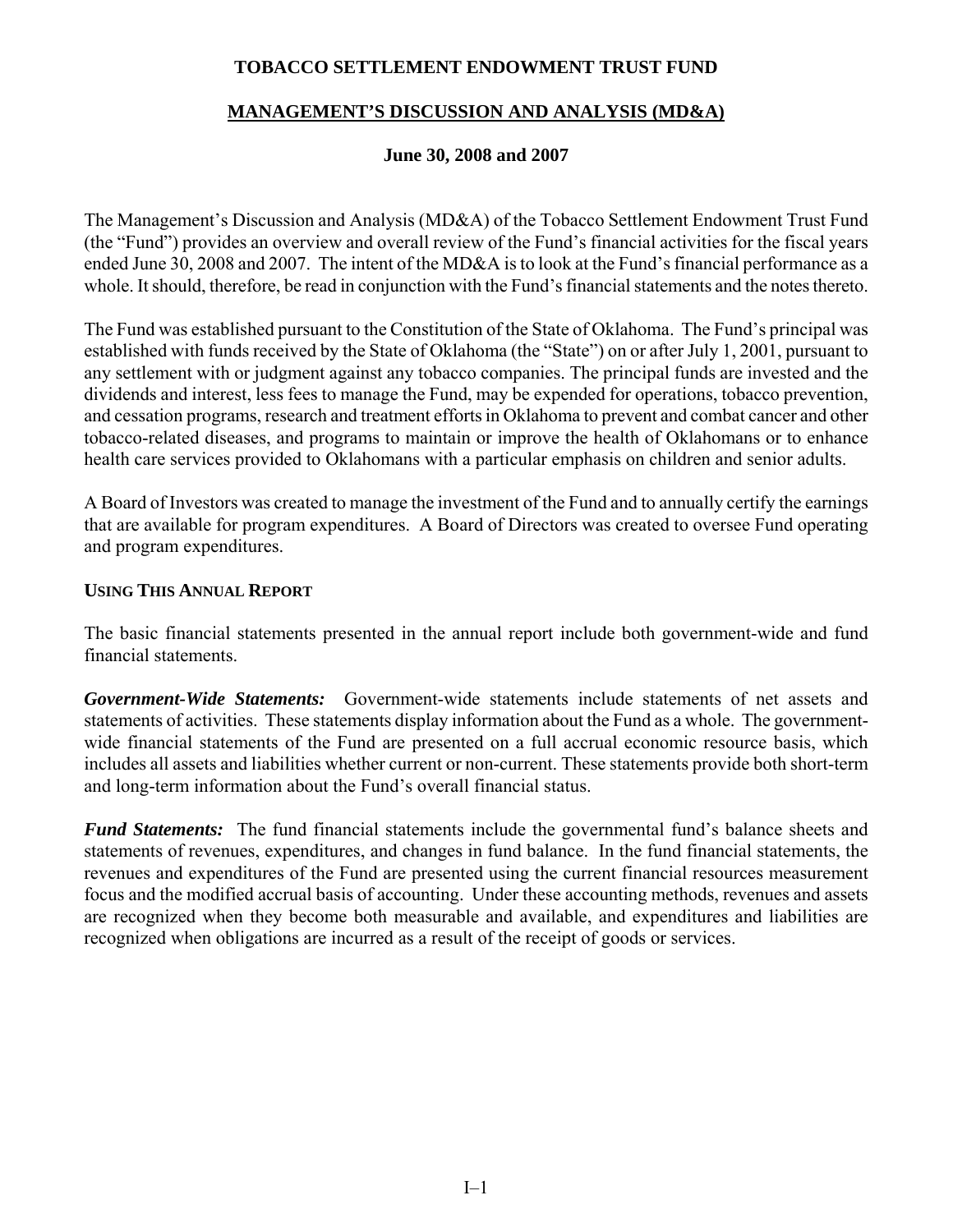# TOBACCO SETTLEMENT ENDOWMENT TRUST FUND

## MANAGEMENT'S DISCUSSION AND ANALYSIS (MD&A)

### June 30, 2008 and 2007

The Management's Discussion and Analysis (MD&A) of the Tobacco Settlement Endowment Trust Fund (the "Fund") provides an overview and overall review of the Fund's financial activities for the fiscal years ended June 30, 2008 and 2007. The intent of the MD&A is to look at the Fund's financial performance as a whole. It should, therefore, be read in conjunction with the Fund's financial statements and the notes thereto.

The Fund was established pursuant to the Constitution of the State of Oklahoma. The Fund's principal was established with funds received by the State of Oklahoma (the "State") on or after July 1, 2001, pursuant to any settlement with or judgment against any tobacco companies. The principal funds are invested and the dividends and interest, less fees to manage the Fund, may be expended for operations, tobacco prevention, and cessation programs, research and treatment efforts in Oklahoma to prevent and combat cancer and other tobacco-related diseases, and programs to maintain or improve the health of Oklahomans or to enhance health care services provided to Oklahomans with a particular emphasis on children and senior adults.

A Board of Investors was created to manage the investment of the Fund and to annually certify the earnings that are available for program expenditures. A Board of Directors was created to oversee Fund operating and program expenditures.

#### USING THIS ANNUAL REPORT

The basic financial statements presented in the annual report include both government-wide and fund financial statements.

***Government-Wide Statements:*** Government-wide statements include statements of net assets and statements of activities. These statements display information about the Fund as a whole. The government-wide financial statements of the Fund are presented on a full accrual economic resource basis, which includes all assets and liabilities whether current or non-current. These statements provide both short-term and long-term information about the Fund's overall financial status.

***Fund Statements:*** The fund financial statements include the governmental fund's balance sheets and statements of revenues, expenditures, and changes in fund balance. In the fund financial statements, the revenues and expenditures of the Fund are presented using the current financial resources measurement focus and the modified accrual basis of accounting. Under these accounting methods, revenues and assets are recognized when they become both measurable and available, and expenditures and liabilities are recognized when obligations are incurred as a result of the receipt of goods or services.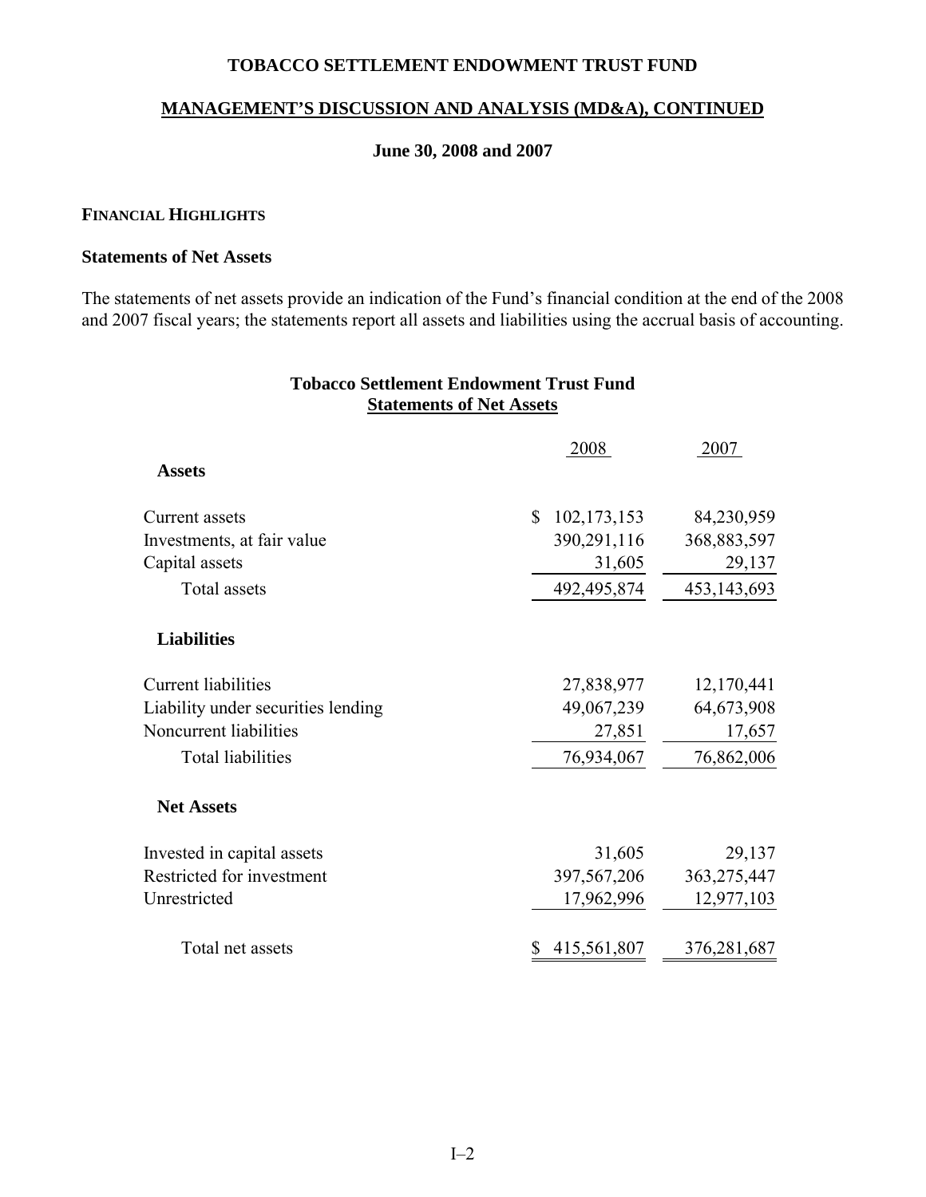# TOBACCO SETTLEMENT ENDOWMENT TRUST FUND

## MANAGEMENT'S DISCUSSION AND ANALYSIS (MD&A), CONTINUED

### June 30, 2008 and 2007

**FINANCIAL HIGHLIGHTS**

**Statements of Net Assets**

The statements of net assets provide an indication of the Fund's financial condition at the end of the 2008 and 2007 fiscal years; the statements report all assets and liabilities using the accrual basis of accounting.

**Tobacco Settlement Endowment Trust Fund**
**Statements of Net Assets**

| | 2008 | 2007 |
|---|---|---|
| **Assets** | | |
| Current assets | $ 102,173,153 | 84,230,959 |
| Investments, at fair value | 390,291,116 | 368,883,597 |
| Capital assets | 31,605 | 29,137 |
| Total assets | 492,495,874 | 453,143,693 |
| **Liabilities** | | |
| Current liabilities | 27,838,977 | 12,170,441 |
| Liability under securities lending | 49,067,239 | 64,673,908 |
| Noncurrent liabilities | 27,851 | 17,657 |
| Total liabilities | 76,934,067 | 76,862,006 |
| **Net Assets** | | |
| Invested in capital assets | 31,605 | 29,137 |
| Restricted for investment | 397,567,206 | 363,275,447 |
| Unrestricted | 17,962,996 | 12,977,103 |
| Total net assets | $ 415,561,807 | 376,281,687 |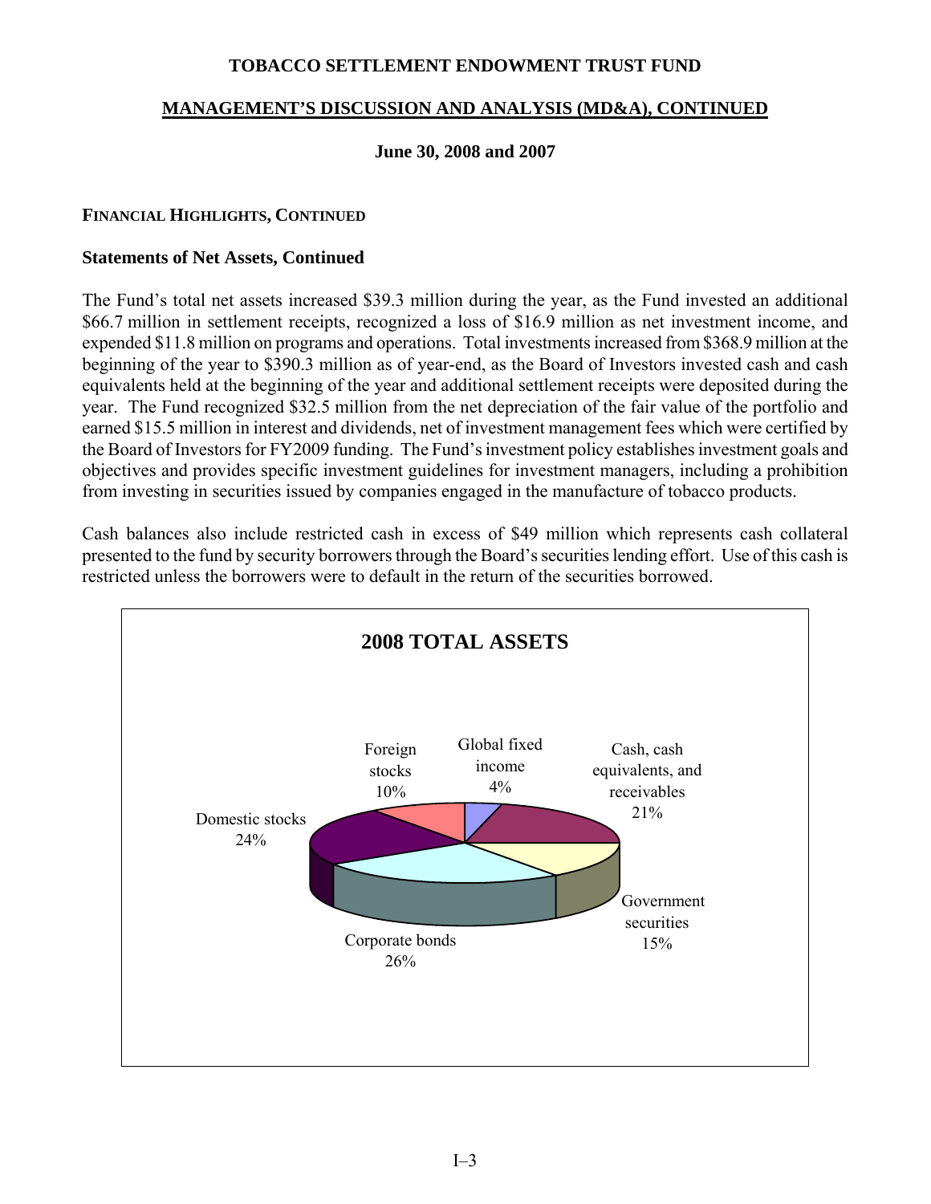**TOBACCO SETTLEMENT ENDOWMENT TRUST FUND**

**MANAGEMENT'S DISCUSSION AND ANALYSIS (MD&A), CONTINUED**

**June 30, 2008 and 2007**

### FINANCIAL HIGHLIGHTS, CONTINUED

**Statements of Net Assets, Continued**

The Fund's total net assets increased $39.3 million during the year, as the Fund invested an additional $66.7 million in settlement receipts, recognized a loss of $16.9 million as net investment income, and expended $11.8 million on programs and operations. Total investments increased from $368.9 million at the beginning of the year to $390.3 million as of year-end, as the Board of Investors invested cash and cash equivalents held at the beginning of the year and additional settlement receipts were deposited during the year. The Fund recognized $32.5 million from the net depreciation of the fair value of the portfolio and earned $15.5 million in interest and dividends, net of investment management fees which were certified by the Board of Investors for FY2009 funding. The Fund's investment policy establishes investment goals and objectives and provides specific investment guidelines for investment managers, including a prohibition from investing in securities issued by companies engaged in the manufacture of tobacco products.

Cash balances also include restricted cash in excess of $49 million which represents cash collateral presented to the fund by security borrowers through the Board's securities lending effort. Use of this cash is restricted unless the borrowers were to default in the return of the securities borrowed.

**2008 TOTAL ASSETS**

| Asset | Percentage |
|---|---|
| Global fixed income | 4% |
| Cash, cash equivalents, and receivables | 21% |
| Government securities | 15% |
| Corporate bonds | 26% |
| Domestic stocks | 24% |
| Foreign stocks | 10% |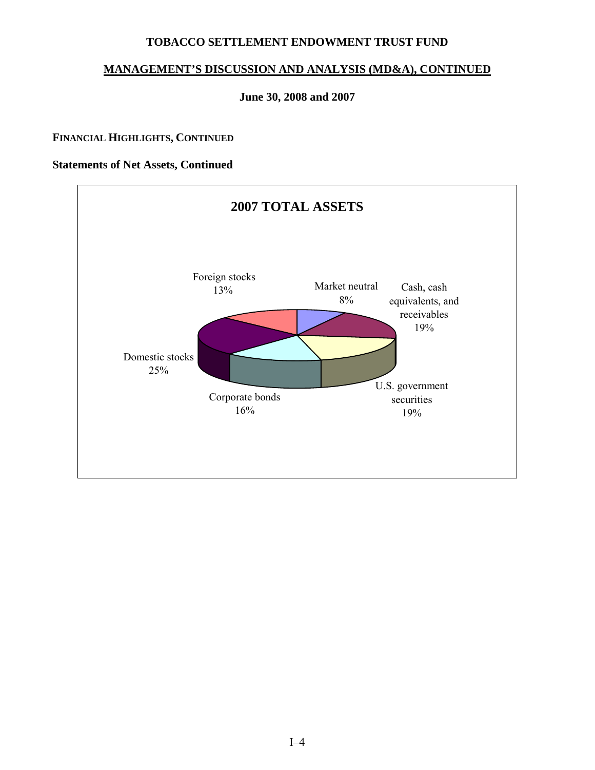# TOBACCO SETTLEMENT ENDOWMENT TRUST FUND

## MANAGEMENT'S DISCUSSION AND ANALYSIS (MD&A), CONTINUED

**June 30, 2008 and 2007**

### FINANCIAL HIGHLIGHTS, CONTINUED

**Statements of Net Assets, Continued**

**2007 TOTAL ASSETS**

| Category | Percentage |
|---|---|
| Market neutral | 8% |
| Cash, cash equivalents, and receivables | 19% |
| U.S. government securities | 19% |
| Corporate bonds | 16% |
| Domestic stocks | 25% |
| Foreign stocks | 13% |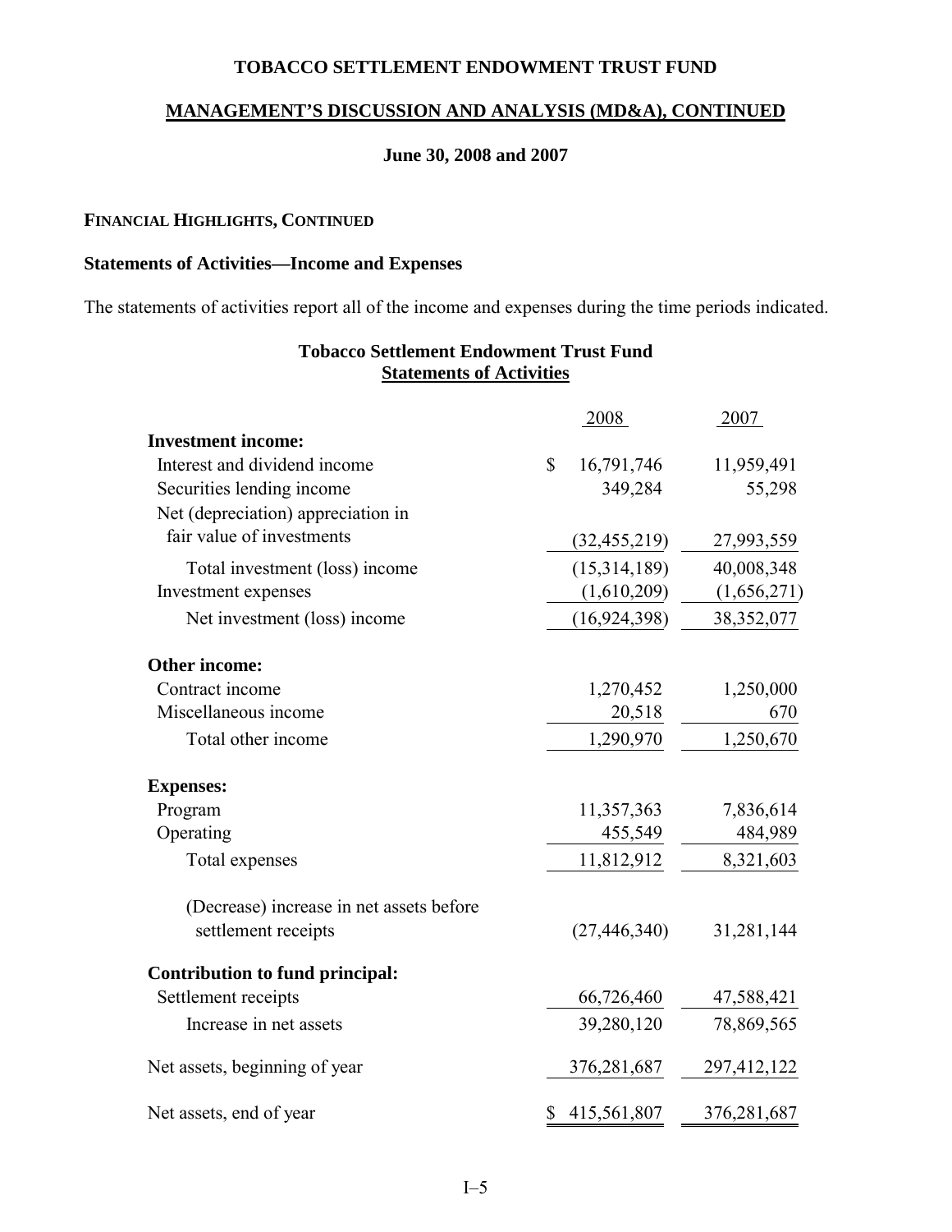**TOBACCO SETTLEMENT ENDOWMENT TRUST FUND**

**MANAGEMENT'S DISCUSSION AND ANALYSIS (MD&A), CONTINUED**

**June 30, 2008 and 2007**

**FINANCIAL HIGHLIGHTS, CONTINUED**

**Statements of Activities—Income and Expenses**

The statements of activities report all of the income and expenses during the time periods indicated.

**Tobacco Settlement Endowment Trust Fund**
**Statements of Activities**

| | 2008 | 2007 |
|---|---|---|
| **Investment income:** | | |
| Interest and dividend income | $ 16,791,746 | 11,959,491 |
| Securities lending income | 349,284 | 55,298 |
| Net (depreciation) appreciation in fair value of investments | (32,455,219) | 27,993,559 |
| Total investment (loss) income | (15,314,189) | 40,008,348 |
| Investment expenses | (1,610,209) | (1,656,271) |
| Net investment (loss) income | (16,924,398) | 38,352,077 |
| **Other income:** | | |
| Contract income | 1,270,452 | 1,250,000 |
| Miscellaneous income | 20,518 | 670 |
| Total other income | 1,290,970 | 1,250,670 |
| **Expenses:** | | |
| Program | 11,357,363 | 7,836,614 |
| Operating | 455,549 | 484,989 |
| Total expenses | 11,812,912 | 8,321,603 |
| (Decrease) increase in net assets before settlement receipts | (27,446,340) | 31,281,144 |
| **Contribution to fund principal:** | | |
| Settlement receipts | 66,726,460 | 47,588,421 |
| Increase in net assets | 39,280,120 | 78,869,565 |
| Net assets, beginning of year | 376,281,687 | 297,412,122 |
| Net assets, end of year | $ 415,561,807 | 376,281,687 |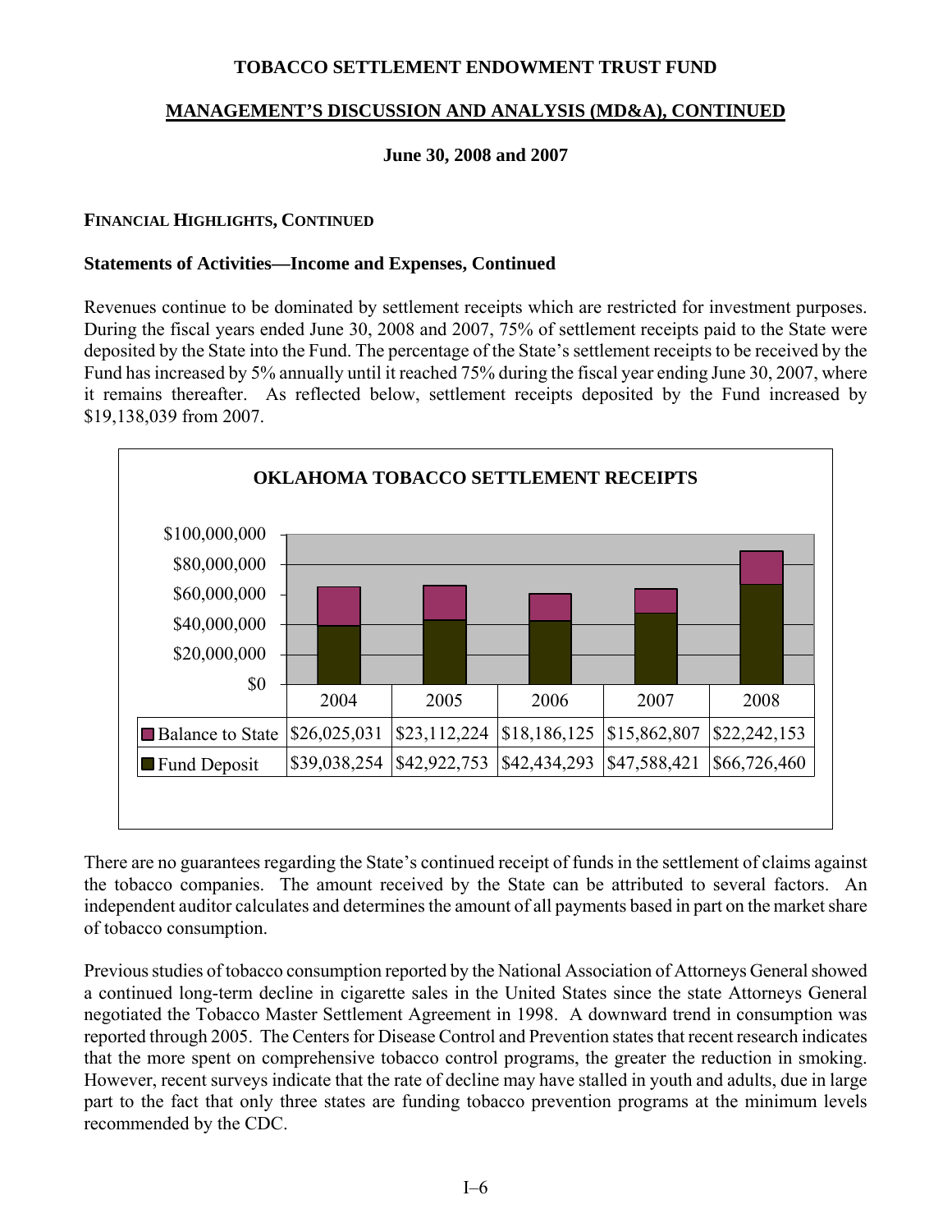**TOBACCO SETTLEMENT ENDOWMENT TRUST FUND**

**MANAGEMENT'S DISCUSSION AND ANALYSIS (MD&A), CONTINUED**

**June 30, 2008 and 2007**

### FINANCIAL HIGHLIGHTS, CONTINUED

### Statements of Activities—Income and Expenses, Continued

Revenues continue to be dominated by settlement receipts which are restricted for investment purposes. During the fiscal years ended June 30, 2008 and 2007, 75% of settlement receipts paid to the State were deposited by the State into the Fund. The percentage of the State's settlement receipts to be received by the Fund has increased by 5% annually until it reached 75% during the fiscal year ending June 30, 2007, where it remains thereafter. As reflected below, settlement receipts deposited by the Fund increased by $19,138,039 from 2007.

**OKLAHOMA TOBACCO SETTLEMENT RECEIPTS**

| | 2004 | 2005 | 2006 | 2007 | 2008 |
|---|---|---|---|---|---|
| Balance to State | $26,025,031 | $23,112,224 | $18,186,125 | $15,862,807 | $22,242,153 |
| Fund Deposit | $39,038,254 | $42,922,753 | $42,434,293 | $47,588,421 | $66,726,460 |

There are no guarantees regarding the State's continued receipt of funds in the settlement of claims against the tobacco companies. The amount received by the State can be attributed to several factors. An independent auditor calculates and determines the amount of all payments based in part on the market share of tobacco consumption.

Previous studies of tobacco consumption reported by the National Association of Attorneys General showed a continued long-term decline in cigarette sales in the United States since the state Attorneys General negotiated the Tobacco Master Settlement Agreement in 1998. A downward trend in consumption was reported through 2005. The Centers for Disease Control and Prevention states that recent research indicates that the more spent on comprehensive tobacco control programs, the greater the reduction in smoking. However, recent surveys indicate that the rate of decline may have stalled in youth and adults, due in large part to the fact that only three states are funding tobacco prevention programs at the minimum levels recommended by the CDC.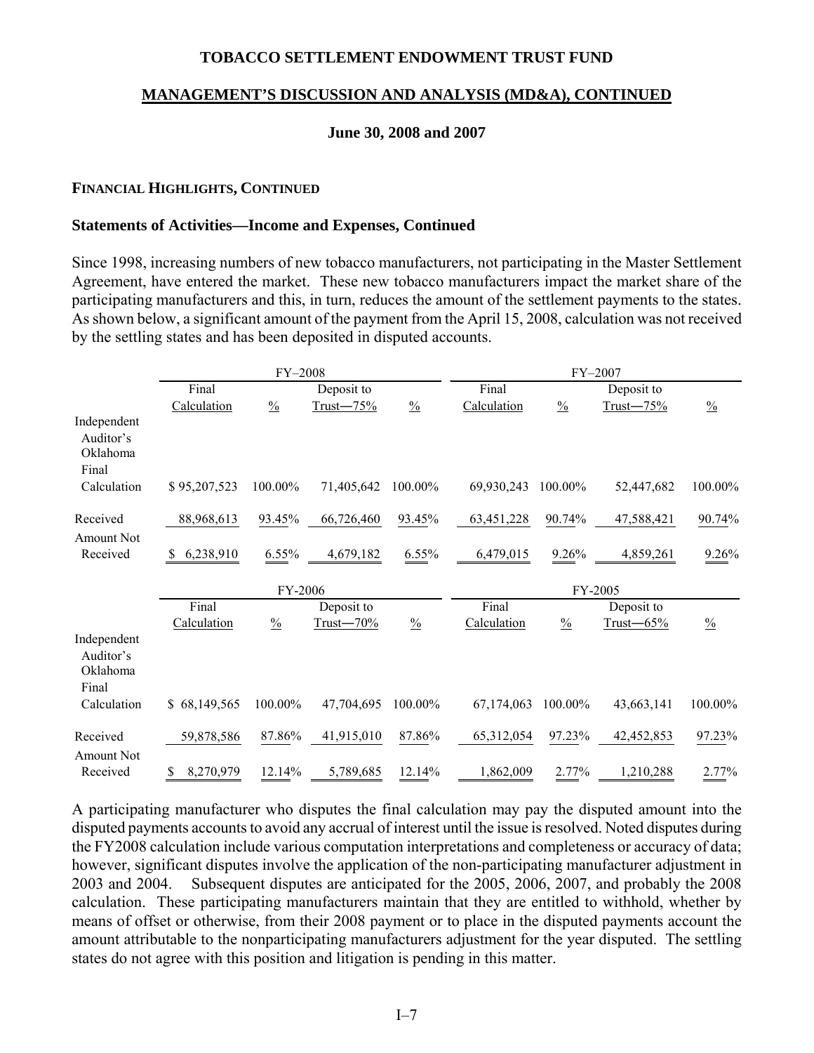**TOBACCO SETTLEMENT ENDOWMENT TRUST FUND**

**MANAGEMENT'S DISCUSSION AND ANALYSIS (MD&A), CONTINUED**

**June 30, 2008 and 2007**

**FINANCIAL HIGHLIGHTS, CONTINUED**

**Statements of Activities—Income and Expenses, Continued**

Since 1998, increasing numbers of new tobacco manufacturers, not participating in the Master Settlement Agreement, have entered the market. These new tobacco manufacturers impact the market share of the participating manufacturers and this, in turn, reduces the amount of the settlement payments to the states. As shown below, a significant amount of the payment from the April 15, 2008, calculation was not received by the settling states and has been deposited in disputed accounts.

| | FY–2008 | | | | FY–2007 | | | |
|---|---|---|---|---|---|---|---|---|
| | Final Calculation | % | Deposit to Trust—75% | % | Final Calculation | % | Deposit to Trust—75% | % |
| Independent Auditor's Oklahoma Final Calculation | $ 95,207,523 | 100.00% | 71,405,642 | 100.00% | 69,930,243 | 100.00% | 52,447,682 | 100.00% |
| Received | 88,968,613 | 93.45% | 66,726,460 | 93.45% | 63,451,228 | 90.74% | 47,588,421 | 90.74% |
| Amount Not Received | $ 6,238,910 | 6.55% | 4,679,182 | 6.55% | 6,479,015 | 9.26% | 4,859,261 | 9.26% |

| | FY-2006 | | | | FY-2005 | | | |
|---|---|---|---|---|---|---|---|---|
| | Final Calculation | % | Deposit to Trust—70% | % | Final Calculation | % | Deposit to Trust—65% | % |
| Independent Auditor's Oklahoma Final Calculation | $ 68,149,565 | 100.00% | 47,704,695 | 100.00% | 67,174,063 | 100.00% | 43,663,141 | 100.00% |
| Received | 59,878,586 | 87.86% | 41,915,010 | 87.86% | 65,312,054 | 97.23% | 42,452,853 | 97.23% |
| Amount Not Received | $ 8,270,979 | 12.14% | 5,789,685 | 12.14% | 1,862,009 | 2.77% | 1,210,288 | 2.77% |

A participating manufacturer who disputes the final calculation may pay the disputed amount into the disputed payments accounts to avoid any accrual of interest until the issue is resolved. Noted disputes during the FY2008 calculation include various computation interpretations and completeness or accuracy of data; however, significant disputes involve the application of the non-participating manufacturer adjustment in 2003 and 2004. Subsequent disputes are anticipated for the 2005, 2006, 2007, and probably the 2008 calculation. These participating manufacturers maintain that they are entitled to withhold, whether by means of offset or otherwise, from their 2008 payment or to place in the disputed payments account the amount attributable to the nonparticipating manufacturers adjustment for the year disputed. The settling states do not agree with this position and litigation is pending in this matter.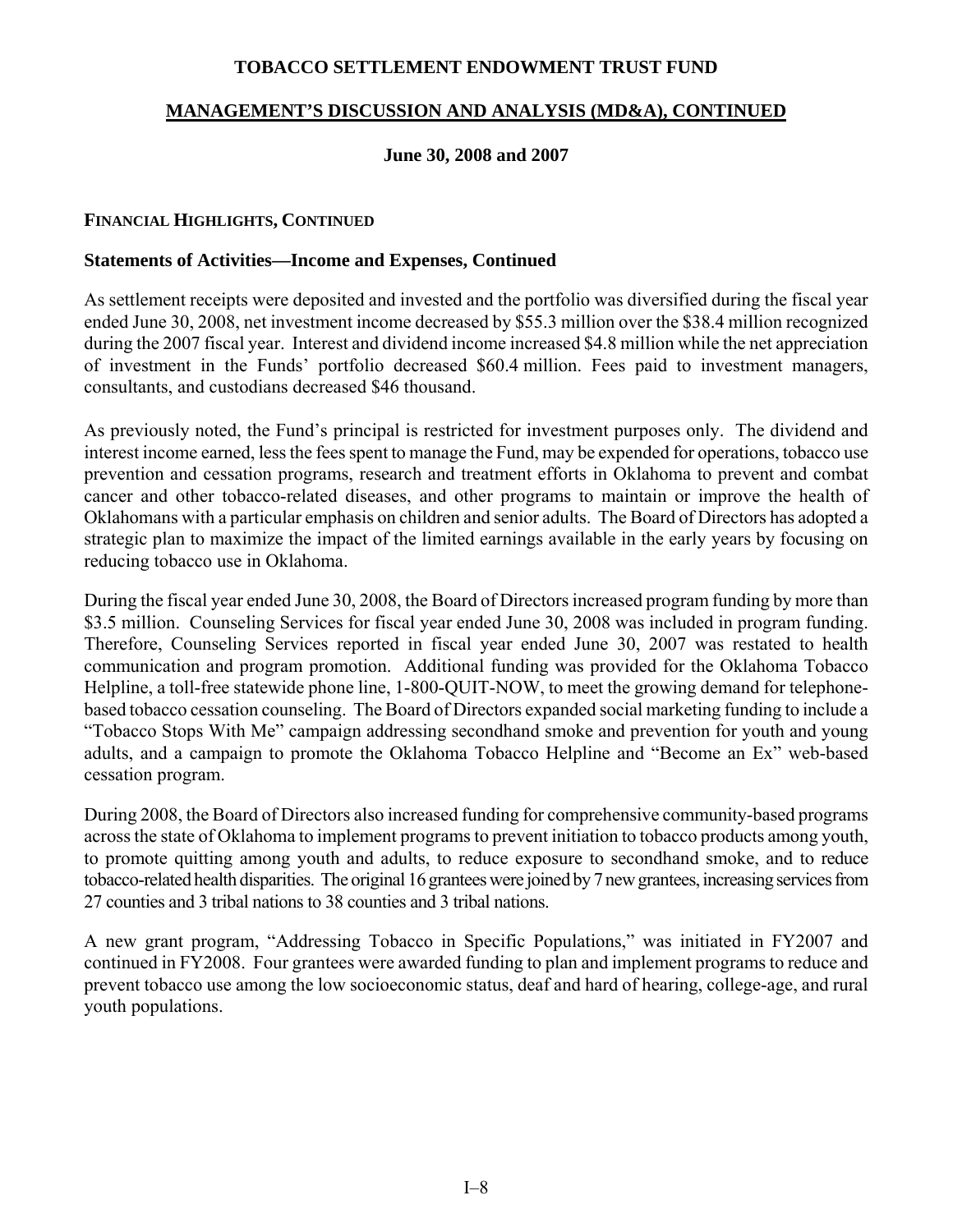## FINANCIAL HIGHLIGHTS, CONTINUED

### Statements of Activities—Income and Expenses, Continued

As settlement receipts were deposited and invested and the portfolio was diversified during the fiscal year ended June 30, 2008, net investment income decreased by $55.3 million over the $38.4 million recognized during the 2007 fiscal year. Interest and dividend income increased $4.8 million while the net appreciation of investment in the Funds' portfolio decreased $60.4 million. Fees paid to investment managers, consultants, and custodians decreased $46 thousand.

As previously noted, the Fund's principal is restricted for investment purposes only. The dividend and interest income earned, less the fees spent to manage the Fund, may be expended for operations, tobacco use prevention and cessation programs, research and treatment efforts in Oklahoma to prevent and combat cancer and other tobacco-related diseases, and other programs to maintain or improve the health of Oklahomans with a particular emphasis on children and senior adults. The Board of Directors has adopted a strategic plan to maximize the impact of the limited earnings available in the early years by focusing on reducing tobacco use in Oklahoma.

During the fiscal year ended June 30, 2008, the Board of Directors increased program funding by more than $3.5 million. Counseling Services for fiscal year ended June 30, 2008 was included in program funding. Therefore, Counseling Services reported in fiscal year ended June 30, 2007 was restated to health communication and program promotion. Additional funding was provided for the Oklahoma Tobacco Helpline, a toll-free statewide phone line, 1-800-QUIT-NOW, to meet the growing demand for telephone-based tobacco cessation counseling. The Board of Directors expanded social marketing funding to include a "Tobacco Stops With Me" campaign addressing secondhand smoke and prevention for youth and young adults, and a campaign to promote the Oklahoma Tobacco Helpline and "Become an Ex" web-based cessation program.

During 2008, the Board of Directors also increased funding for comprehensive community-based programs across the state of Oklahoma to implement programs to prevent initiation to tobacco products among youth, to promote quitting among youth and adults, to reduce exposure to secondhand smoke, and to reduce tobacco-related health disparities. The original 16 grantees were joined by 7 new grantees, increasing services from 27 counties and 3 tribal nations to 38 counties and 3 tribal nations.

A new grant program, "Addressing Tobacco in Specific Populations," was initiated in FY2007 and continued in FY2008. Four grantees were awarded funding to plan and implement programs to reduce and prevent tobacco use among the low socioeconomic status, deaf and hard of hearing, college-age, and rural youth populations.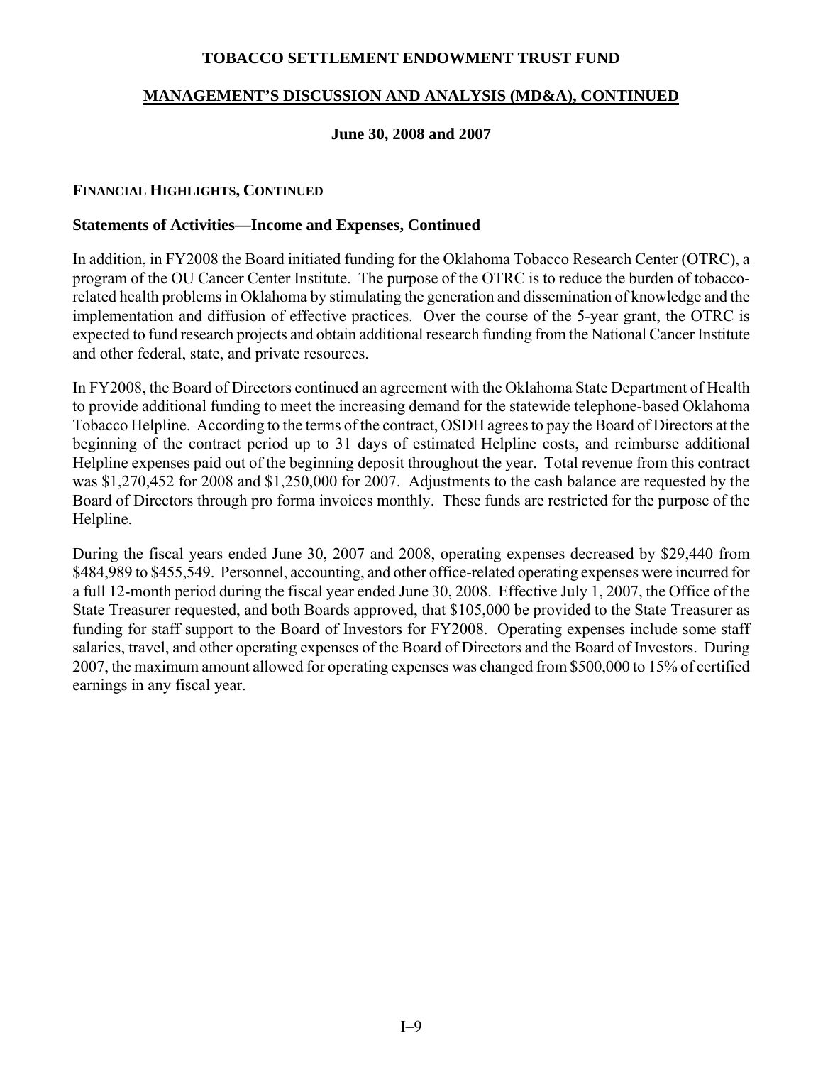## FINANCIAL HIGHLIGHTS, CONTINUED

### Statements of Activities—Income and Expenses, Continued

In addition, in FY2008 the Board initiated funding for the Oklahoma Tobacco Research Center (OTRC), a program of the OU Cancer Center Institute. The purpose of the OTRC is to reduce the burden of tobacco-related health problems in Oklahoma by stimulating the generation and dissemination of knowledge and the implementation and diffusion of effective practices. Over the course of the 5-year grant, the OTRC is expected to fund research projects and obtain additional research funding from the National Cancer Institute and other federal, state, and private resources.

In FY2008, the Board of Directors continued an agreement with the Oklahoma State Department of Health to provide additional funding to meet the increasing demand for the statewide telephone-based Oklahoma Tobacco Helpline. According to the terms of the contract, OSDH agrees to pay the Board of Directors at the beginning of the contract period up to 31 days of estimated Helpline costs, and reimburse additional Helpline expenses paid out of the beginning deposit throughout the year. Total revenue from this contract was $1,270,452 for 2008 and $1,250,000 for 2007. Adjustments to the cash balance are requested by the Board of Directors through pro forma invoices monthly. These funds are restricted for the purpose of the Helpline.

During the fiscal years ended June 30, 2007 and 2008, operating expenses decreased by $29,440 from $484,989 to $455,549. Personnel, accounting, and other office-related operating expenses were incurred for a full 12-month period during the fiscal year ended June 30, 2008. Effective July 1, 2007, the Office of the State Treasurer requested, and both Boards approved, that $105,000 be provided to the State Treasurer as funding for staff support to the Board of Investors for FY2008. Operating expenses include some staff salaries, travel, and other operating expenses of the Board of Directors and the Board of Investors. During 2007, the maximum amount allowed for operating expenses was changed from $500,000 to 15% of certified earnings in any fiscal year.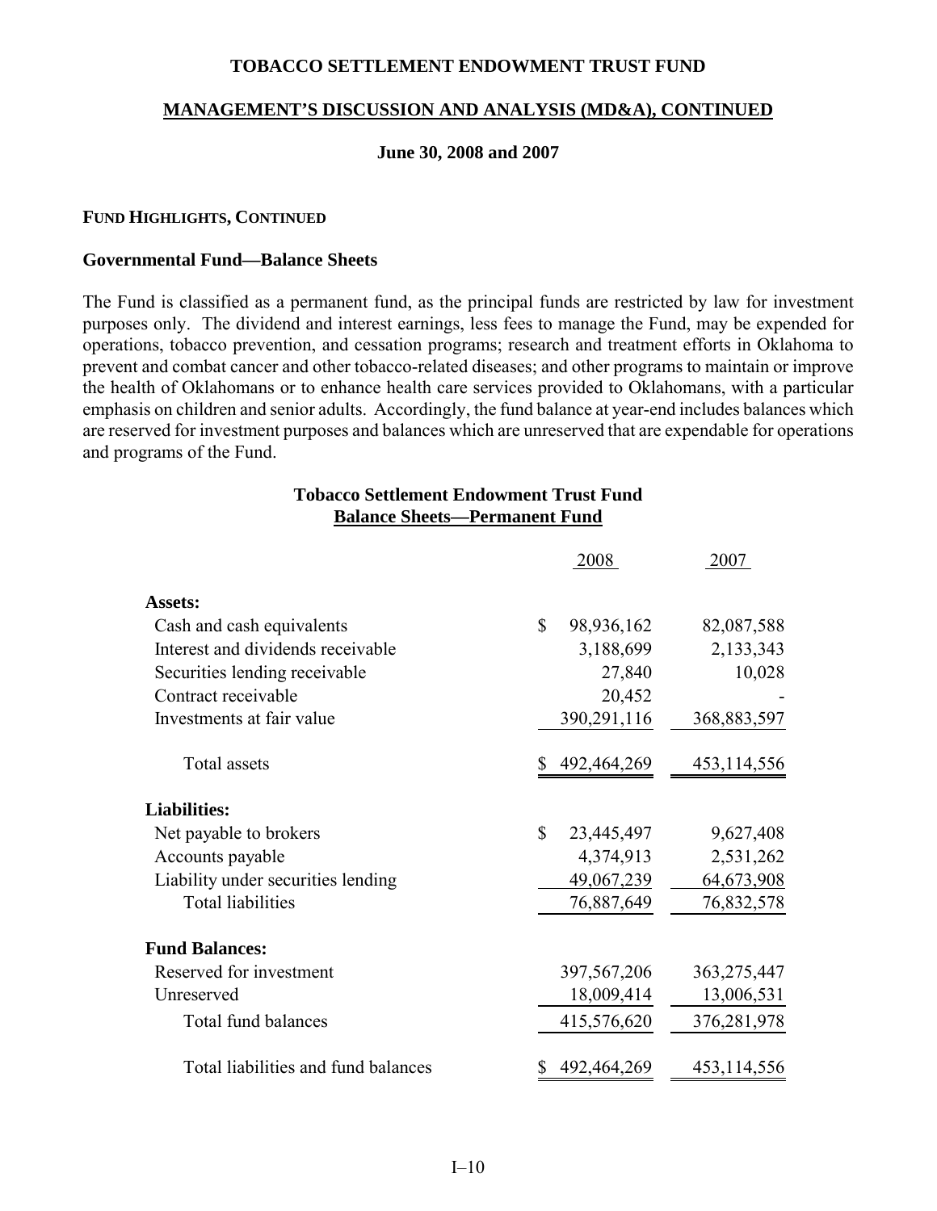# TOBACCO SETTLEMENT ENDOWMENT TRUST FUND

## MANAGEMENT'S DISCUSSION AND ANALYSIS (MD&A), CONTINUED

**June 30, 2008 and 2007**

### FUND HIGHLIGHTS, CONTINUED

### Governmental Fund—Balance Sheets

The Fund is classified as a permanent fund, as the principal funds are restricted by law for investment purposes only. The dividend and interest earnings, less fees to manage the Fund, may be expended for operations, tobacco prevention, and cessation programs; research and treatment efforts in Oklahoma to prevent and combat cancer and other tobacco-related diseases; and other programs to maintain or improve the health of Oklahomans or to enhance health care services provided to Oklahomans, with a particular emphasis on children and senior adults. Accordingly, the fund balance at year-end includes balances which are reserved for investment purposes and balances which are unreserved that are expendable for operations and programs of the Fund.

**Tobacco Settlement Endowment Trust Fund**
**Balance Sheets—Permanent Fund**

| | 2008 | 2007 |
|---|---|---|
| **Assets:** | | |
| Cash and cash equivalents | $ 98,936,162 | 82,087,588 |
| Interest and dividends receivable | 3,188,699 | 2,133,343 |
| Securities lending receivable | 27,840 | 10,028 |
| Contract receivable | 20,452 | - |
| Investments at fair value | 390,291,116 | 368,883,597 |
| Total assets | $ 492,464,269 | 453,114,556 |
| **Liabilities:** | | |
| Net payable to brokers | $ 23,445,497 | 9,627,408 |
| Accounts payable | 4,374,913 | 2,531,262 |
| Liability under securities lending | 49,067,239 | 64,673,908 |
| Total liabilities | 76,887,649 | 76,832,578 |
| **Fund Balances:** | | |
| Reserved for investment | 397,567,206 | 363,275,447 |
| Unreserved | 18,009,414 | 13,006,531 |
| Total fund balances | 415,576,620 | 376,281,978 |
| Total liabilities and fund balances | $ 492,464,269 | 453,114,556 |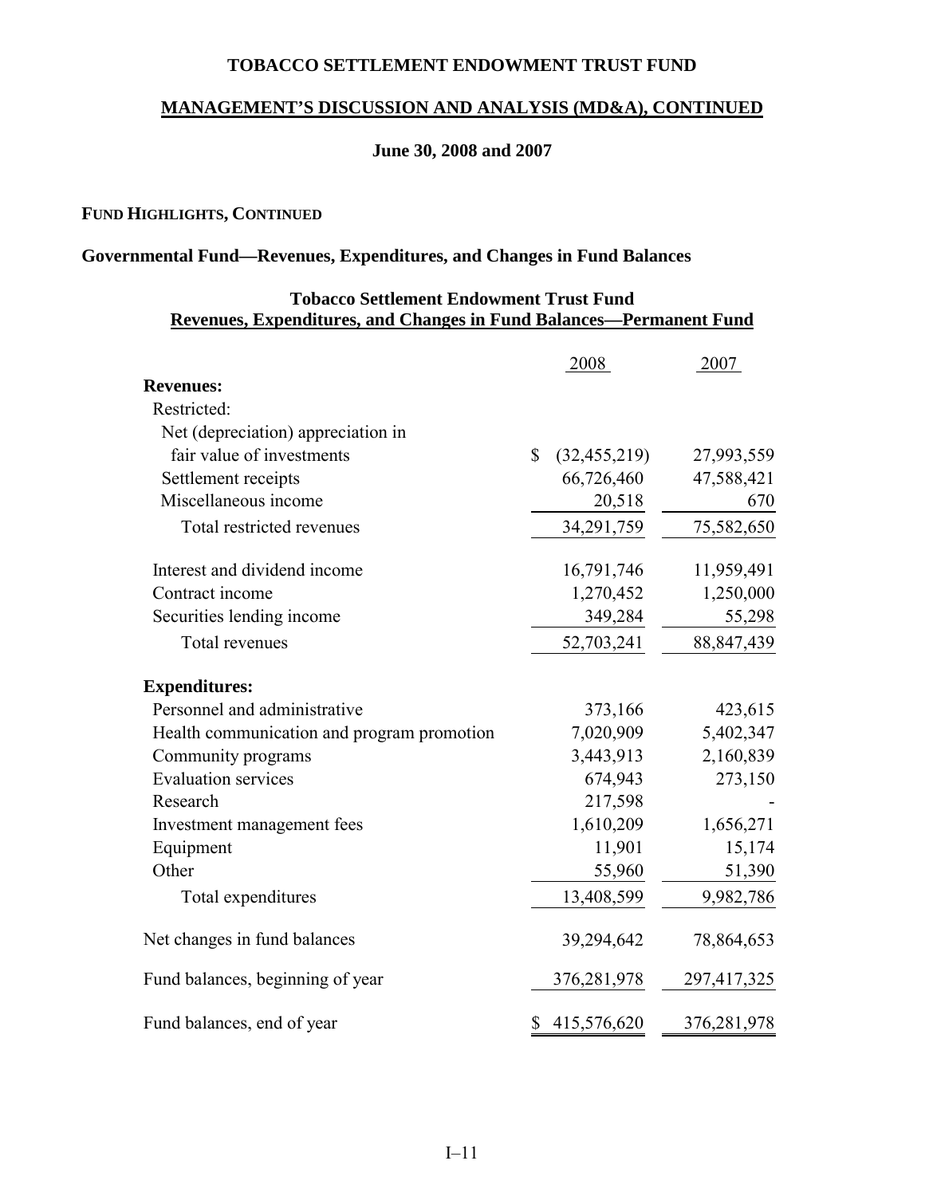# TOBACCO SETTLEMENT ENDOWMENT TRUST FUND

## MANAGEMENT'S DISCUSSION AND ANALYSIS (MD&A), CONTINUED

### June 30, 2008 and 2007

**FUND HIGHLIGHTS, CONTINUED**

**Governmental Fund—Revenues, Expenditures, and Changes in Fund Balances**

**Tobacco Settlement Endowment Trust Fund**
**Revenues, Expenditures, and Changes in Fund Balances—Permanent Fund**

| | 2008 | 2007 |
|---|---|---|
| **Revenues:** | | |
| Restricted: | | |
| Net (depreciation) appreciation in fair value of investments | $ (32,455,219) | 27,993,559 |
| Settlement receipts | 66,726,460 | 47,588,421 |
| Miscellaneous income | 20,518 | 670 |
| Total restricted revenues | 34,291,759 | 75,582,650 |
| Interest and dividend income | 16,791,746 | 11,959,491 |
| Contract income | 1,270,452 | 1,250,000 |
| Securities lending income | 349,284 | 55,298 |
| Total revenues | 52,703,241 | 88,847,439 |
| **Expenditures:** | | |
| Personnel and administrative | 373,166 | 423,615 |
| Health communication and program promotion | 7,020,909 | 5,402,347 |
| Community programs | 3,443,913 | 2,160,839 |
| Evaluation services | 674,943 | 273,150 |
| Research | 217,598 | - |
| Investment management fees | 1,610,209 | 1,656,271 |
| Equipment | 11,901 | 15,174 |
| Other | 55,960 | 51,390 |
| Total expenditures | 13,408,599 | 9,982,786 |
| Net changes in fund balances | 39,294,642 | 78,864,653 |
| Fund balances, beginning of year | 376,281,978 | 297,417,325 |
| Fund balances, end of year | $ 415,576,620 | 376,281,978 |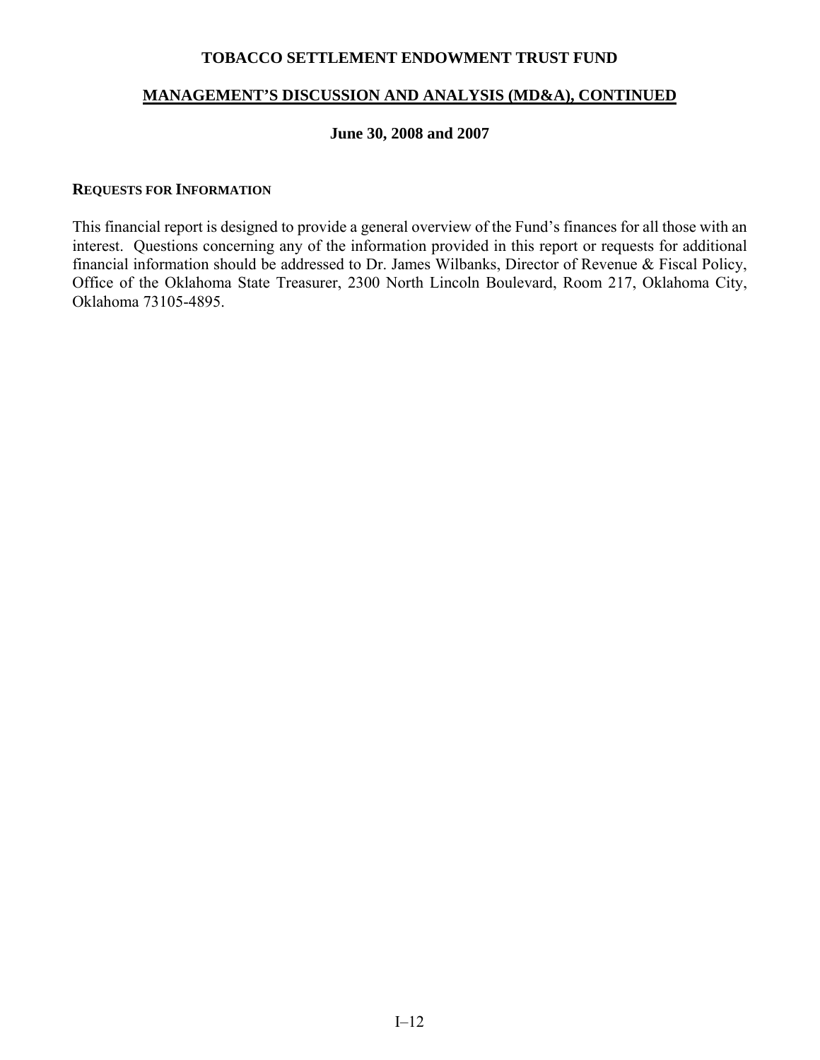# TOBACCO SETTLEMENT ENDOWMENT TRUST FUND

## MANAGEMENT'S DISCUSSION AND ANALYSIS (MD&A), CONTINUED

### June 30, 2008 and 2007

**REQUESTS FOR INFORMATION**

This financial report is designed to provide a general overview of the Fund's finances for all those with an interest. Questions concerning any of the information provided in this report or requests for additional financial information should be addressed to Dr. James Wilbanks, Director of Revenue & Fiscal Policy, Office of the Oklahoma State Treasurer, 2300 North Lincoln Boulevard, Room 217, Oklahoma City, Oklahoma 73105-4895.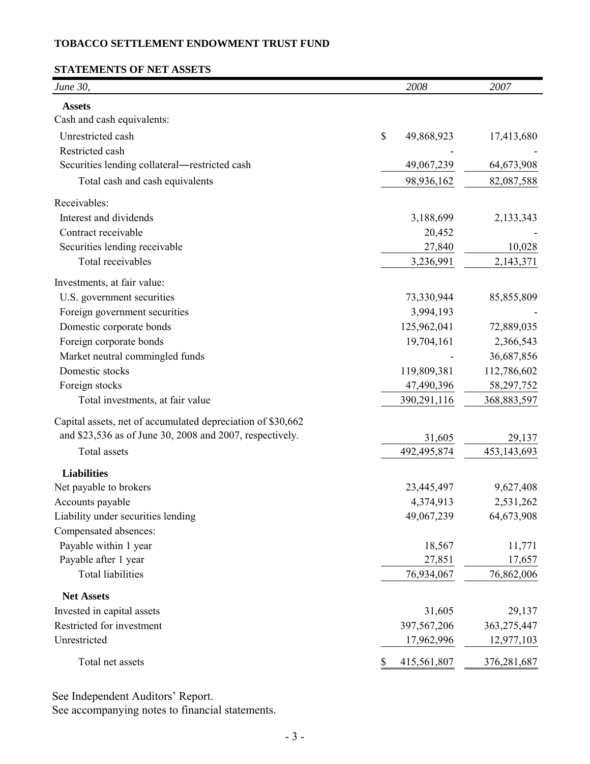**TOBACCO SETTLEMENT ENDOWMENT TRUST FUND**

**STATEMENTS OF NET ASSETS**

| *June 30,* | *2008* | *2007* |
|---|---|---|
| **Assets** | | |
| Cash and cash equivalents: | | |
| Unrestricted cash | $ 49,868,923 | 17,413,680 |
| Restricted cash | - | - |
| Securities lending collateral—restricted cash | 49,067,239 | 64,673,908 |
| Total cash and cash equivalents | 98,936,162 | 82,087,588 |
| Receivables: | | |
| Interest and dividends | 3,188,699 | 2,133,343 |
| Contract receivable | 20,452 | - |
| Securities lending receivable | 27,840 | 10,028 |
| Total receivables | 3,236,991 | 2,143,371 |
| Investments, at fair value: | | |
| U.S. government securities | 73,330,944 | 85,855,809 |
| Foreign government securities | 3,994,193 | - |
| Domestic corporate bonds | 125,962,041 | 72,889,035 |
| Foreign corporate bonds | 19,704,161 | 2,366,543 |
| Market neutral commingled funds | - | 36,687,856 |
| Domestic stocks | 119,809,381 | 112,786,602 |
| Foreign stocks | 47,490,396 | 58,297,752 |
| Total investments, at fair value | 390,291,116 | 368,883,597 |
| Capital assets, net of accumulated depreciation of $30,662 and $23,536 as of June 30, 2008 and 2007, respectively. | 31,605 | 29,137 |
| Total assets | 492,495,874 | 453,143,693 |
| **Liabilities** | | |
| Net payable to brokers | 23,445,497 | 9,627,408 |
| Accounts payable | 4,374,913 | 2,531,262 |
| Liability under securities lending | 49,067,239 | 64,673,908 |
| Compensated absences: | | |
| Payable within 1 year | 18,567 | 11,771 |
| Payable after 1 year | 27,851 | 17,657 |
| Total liabilities | 76,934,067 | 76,862,006 |
| **Net Assets** | | |
| Invested in capital assets | 31,605 | 29,137 |
| Restricted for investment | 397,567,206 | 363,275,447 |
| Unrestricted | 17,962,996 | 12,977,103 |
| Total net assets | $ 415,561,807 | 376,281,687 |

See Independent Auditors' Report.
See accompanying notes to financial statements.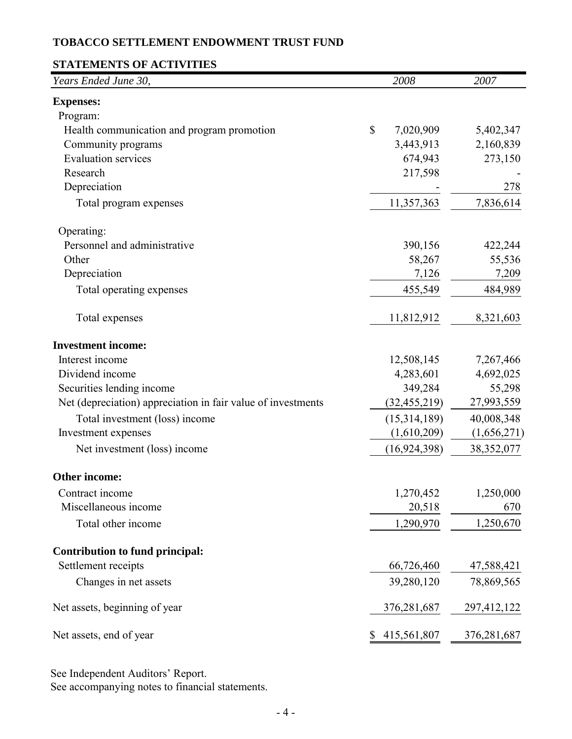**TOBACCO SETTLEMENT ENDOWMENT TRUST FUND**

**STATEMENTS OF ACTIVITIES**

| *Years Ended June 30,* | *2008* | *2007* |
|---|---|---|
| **Expenses:** | | |
| Program: | | |
| Health communication and program promotion | $ 7,020,909 | 5,402,347 |
| Community programs | 3,443,913 | 2,160,839 |
| Evaluation services | 674,943 | 273,150 |
| Research | 217,598 | - |
| Depreciation | - | 278 |
| Total program expenses | 11,357,363 | 7,836,614 |
| Operating: | | |
| Personnel and administrative | 390,156 | 422,244 |
| Other | 58,267 | 55,536 |
| Depreciation | 7,126 | 7,209 |
| Total operating expenses | 455,549 | 484,989 |
| Total expenses | 11,812,912 | 8,321,603 |
| **Investment income:** | | |
| Interest income | 12,508,145 | 7,267,466 |
| Dividend income | 4,283,601 | 4,692,025 |
| Securities lending income | 349,284 | 55,298 |
| Net (depreciation) appreciation in fair value of investments | (32,455,219) | 27,993,559 |
| Total investment (loss) income | (15,314,189) | 40,008,348 |
| Investment expenses | (1,610,209) | (1,656,271) |
| Net investment (loss) income | (16,924,398) | 38,352,077 |
| **Other income:** | | |
| Contract income | 1,270,452 | 1,250,000 |
| Miscellaneous income | 20,518 | 670 |
| Total other income | 1,290,970 | 1,250,670 |
| **Contribution to fund principal:** | | |
| Settlement receipts | 66,726,460 | 47,588,421 |
| Changes in net assets | 39,280,120 | 78,869,565 |
| Net assets, beginning of year | 376,281,687 | 297,412,122 |
| Net assets, end of year | $ 415,561,807 | 376,281,687 |

See Independent Auditors' Report.
See accompanying notes to financial statements.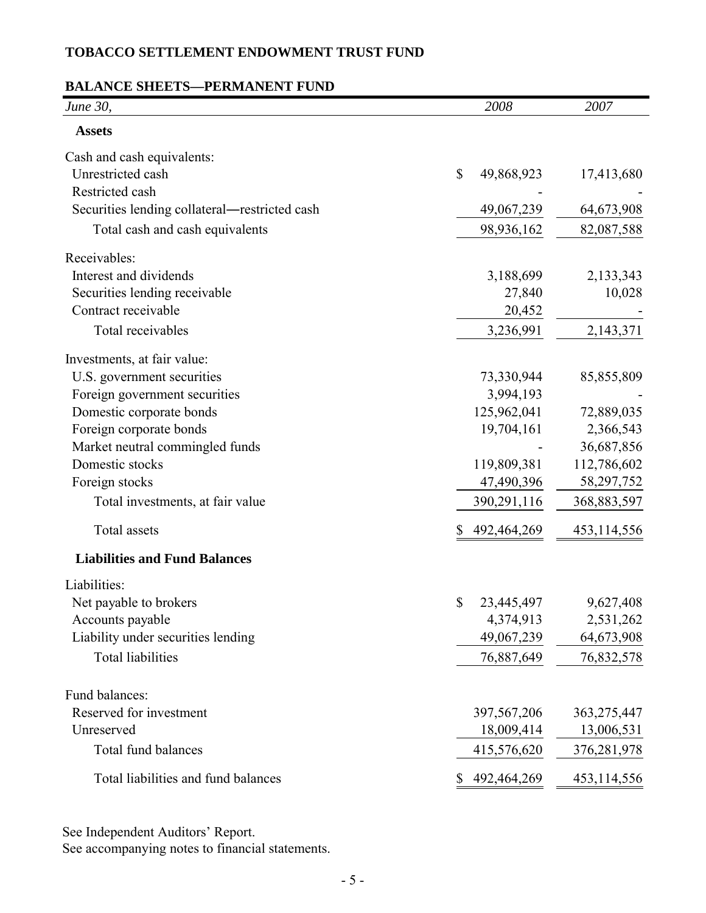**TOBACCO SETTLEMENT ENDOWMENT TRUST FUND**

**BALANCE SHEETS—PERMANENT FUND**

| *June 30,* | *2008* | *2007* |
|---|---|---|
| **Assets** | | |
| Cash and cash equivalents: | | |
| Unrestricted cash | $ 49,868,923 | 17,413,680 |
| Restricted cash | - | - |
| Securities lending collateral—restricted cash | 49,067,239 | 64,673,908 |
| Total cash and cash equivalents | 98,936,162 | 82,087,588 |
| Receivables: | | |
| Interest and dividends | 3,188,699 | 2,133,343 |
| Securities lending receivable | 27,840 | 10,028 |
| Contract receivable | 20,452 | - |
| Total receivables | 3,236,991 | 2,143,371 |
| Investments, at fair value: | | |
| U.S. government securities | 73,330,944 | 85,855,809 |
| Foreign government securities | 3,994,193 | - |
| Domestic corporate bonds | 125,962,041 | 72,889,035 |
| Foreign corporate bonds | 19,704,161 | 2,366,543 |
| Market neutral commingled funds | - | 36,687,856 |
| Domestic stocks | 119,809,381 | 112,786,602 |
| Foreign stocks | 47,490,396 | 58,297,752 |
| Total investments, at fair value | 390,291,116 | 368,883,597 |
| Total assets | $ 492,464,269 | 453,114,556 |
| **Liabilities and Fund Balances** | | |
| Liabilities: | | |
| Net payable to brokers | $ 23,445,497 | 9,627,408 |
| Accounts payable | 4,374,913 | 2,531,262 |
| Liability under securities lending | 49,067,239 | 64,673,908 |
| Total liabilities | 76,887,649 | 76,832,578 |
| Fund balances: | | |
| Reserved for investment | 397,567,206 | 363,275,447 |
| Unreserved | 18,009,414 | 13,006,531 |
| Total fund balances | 415,576,620 | 376,281,978 |
| Total liabilities and fund balances | $ 492,464,269 | 453,114,556 |

See Independent Auditors' Report.
See accompanying notes to financial statements.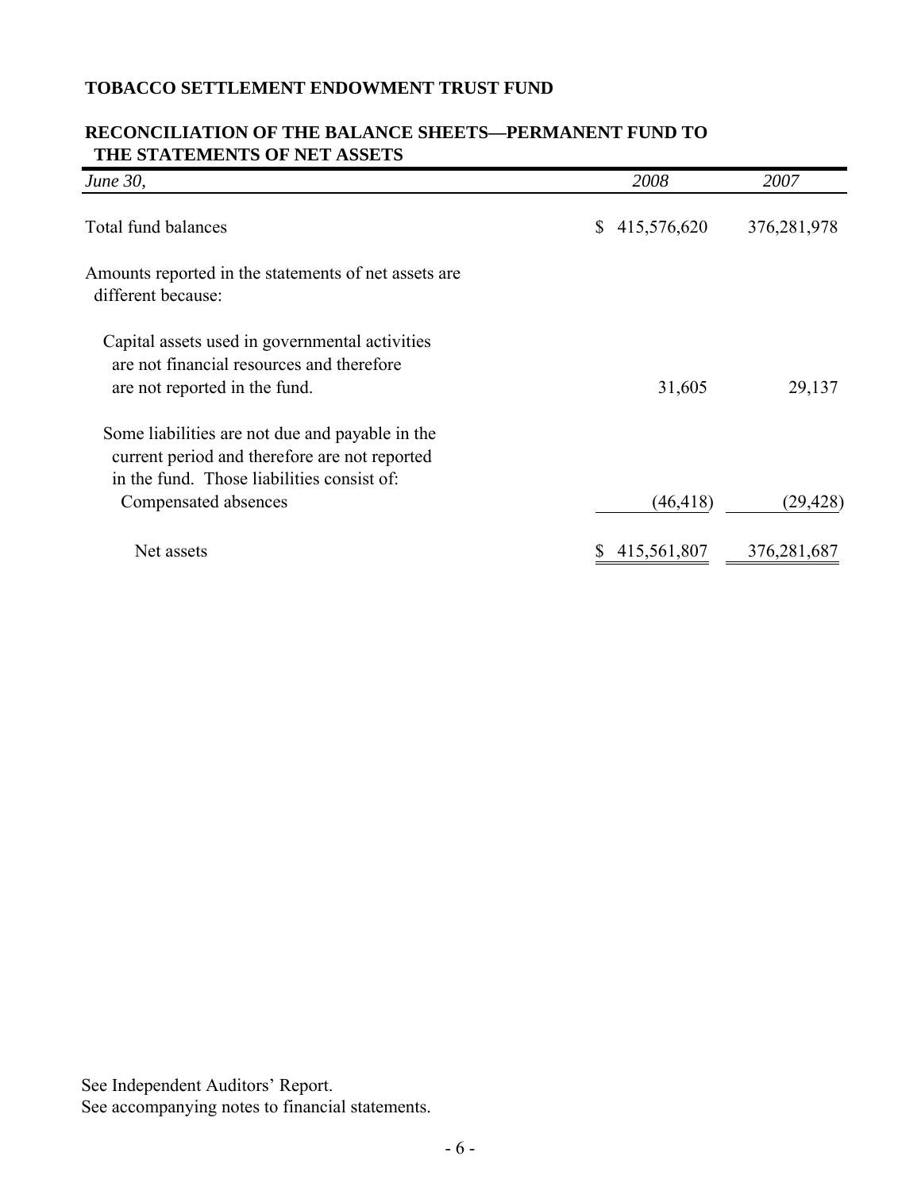**TOBACCO SETTLEMENT ENDOWMENT TRUST FUND**

**RECONCILIATION OF THE BALANCE SHEETS—PERMANENT FUND TO THE STATEMENTS OF NET ASSETS**

| *June 30,* | *2008* | *2007* |
|---|---|---|
| Total fund balances | $ 415,576,620 | 376,281,978 |
| Amounts reported in the statements of net assets are different because: | | |
| Capital assets used in governmental activities are not financial resources and therefore are not reported in the fund. | 31,605 | 29,137 |
| Some liabilities are not due and payable in the current period and therefore are not reported in the fund. Those liabilities consist of: | | |
| Compensated absences | (46,418) | (29,428) |
| Net assets | $ 415,561,807 | 376,281,687 |

See Independent Auditors' Report.
See accompanying notes to financial statements.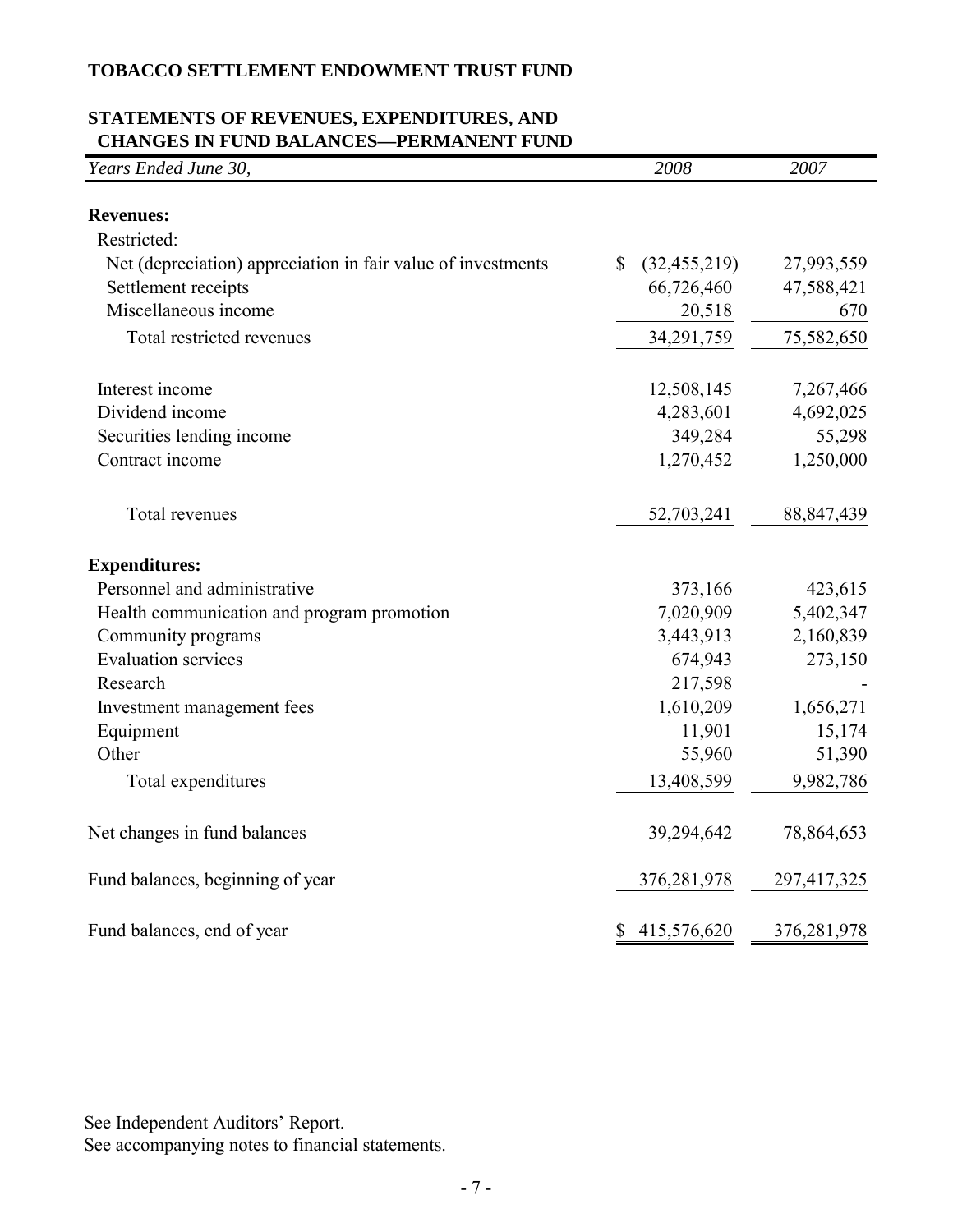## TOBACCO SETTLEMENT ENDOWMENT TRUST FUND

## STATEMENTS OF REVENUES, EXPENDITURES, AND CHANGES IN FUND BALANCES—PERMANENT FUND

| *Years Ended June 30,* | *2008* | *2007* |
|---|---|---|
| **Revenues:** | | |
| Restricted: | | |
| Net (depreciation) appreciation in fair value of investments | $ (32,455,219) | 27,993,559 |
| Settlement receipts | 66,726,460 | 47,588,421 |
| Miscellaneous income | 20,518 | 670 |
| Total restricted revenues | 34,291,759 | 75,582,650 |
| Interest income | 12,508,145 | 7,267,466 |
| Dividend income | 4,283,601 | 4,692,025 |
| Securities lending income | 349,284 | 55,298 |
| Contract income | 1,270,452 | 1,250,000 |
| Total revenues | 52,703,241 | 88,847,439 |
| **Expenditures:** | | |
| Personnel and administrative | 373,166 | 423,615 |
| Health communication and program promotion | 7,020,909 | 5,402,347 |
| Community programs | 3,443,913 | 2,160,839 |
| Evaluation services | 674,943 | 273,150 |
| Research | 217,598 | - |
| Investment management fees | 1,610,209 | 1,656,271 |
| Equipment | 11,901 | 15,174 |
| Other | 55,960 | 51,390 |
| Total expenditures | 13,408,599 | 9,982,786 |
| Net changes in fund balances | 39,294,642 | 78,864,653 |
| Fund balances, beginning of year | 376,281,978 | 297,417,325 |
| Fund balances, end of year | $ 415,576,620 | 376,281,978 |

See Independent Auditors' Report.
See accompanying notes to financial statements.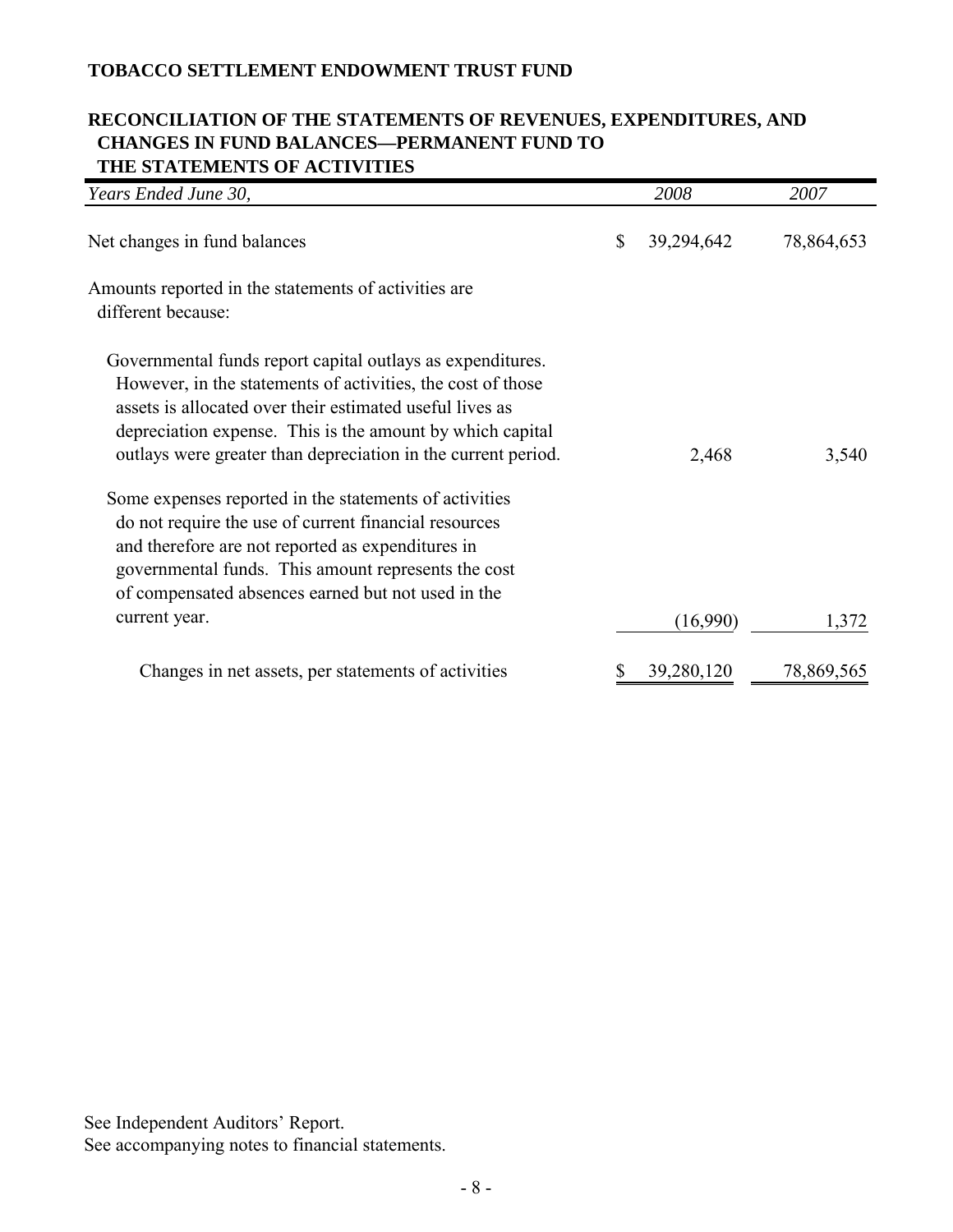**TOBACCO SETTLEMENT ENDOWMENT TRUST FUND**

**RECONCILIATION OF THE STATEMENTS OF REVENUES, EXPENDITURES, AND CHANGES IN FUND BALANCES—PERMANENT FUND TO THE STATEMENTS OF ACTIVITIES**

| *Years Ended June 30,* | *2008* | *2007* |
|---|---|---|
| Net changes in fund balances | $ 39,294,642 | 78,864,653 |
| Amounts reported in the statements of activities are different because: | | |
| Governmental funds report capital outlays as expenditures. However, in the statements of activities, the cost of those assets is allocated over their estimated useful lives as depreciation expense. This is the amount by which capital outlays were greater than depreciation in the current period. | 2,468 | 3,540 |
| Some expenses reported in the statements of activities do not require the use of current financial resources and therefore are not reported as expenditures in governmental funds. This amount represents the cost of compensated absences earned but not used in the current year. | (16,990) | 1,372 |
| Changes in net assets, per statements of activities | $ 39,280,120 | 78,869,565 |

See Independent Auditors' Report.
See accompanying notes to financial statements.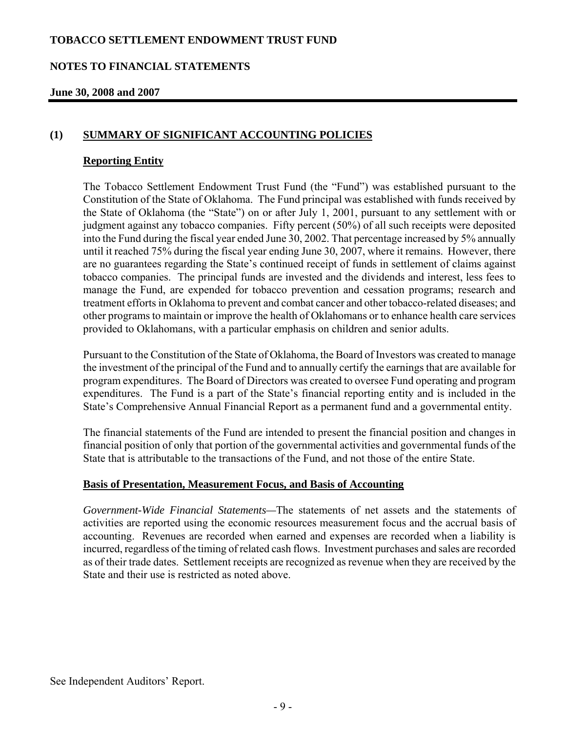**TOBACCO SETTLEMENT ENDOWMENT TRUST FUND**

**NOTES TO FINANCIAL STATEMENTS**

**June 30, 2008 and 2007**

## (1) SUMMARY OF SIGNIFICANT ACCOUNTING POLICIES

### Reporting Entity

The Tobacco Settlement Endowment Trust Fund (the "Fund") was established pursuant to the Constitution of the State of Oklahoma. The Fund principal was established with funds received by the State of Oklahoma (the "State") on or after July 1, 2001, pursuant to any settlement with or judgment against any tobacco companies. Fifty percent (50%) of all such receipts were deposited into the Fund during the fiscal year ended June 30, 2002. That percentage increased by 5% annually until it reached 75% during the fiscal year ending June 30, 2007, where it remains. However, there are no guarantees regarding the State's continued receipt of funds in settlement of claims against tobacco companies. The principal funds are invested and the dividends and interest, less fees to manage the Fund, are expended for tobacco prevention and cessation programs; research and treatment efforts in Oklahoma to prevent and combat cancer and other tobacco-related diseases; and other programs to maintain or improve the health of Oklahomans or to enhance health care services provided to Oklahomans, with a particular emphasis on children and senior adults.

Pursuant to the Constitution of the State of Oklahoma, the Board of Investors was created to manage the investment of the principal of the Fund and to annually certify the earnings that are available for program expenditures. The Board of Directors was created to oversee Fund operating and program expenditures. The Fund is a part of the State's financial reporting entity and is included in the State's Comprehensive Annual Financial Report as a permanent fund and a governmental entity.

The financial statements of the Fund are intended to present the financial position and changes in financial position of only that portion of the governmental activities and governmental funds of the State that is attributable to the transactions of the Fund, and not those of the entire State.

### Basis of Presentation, Measurement Focus, and Basis of Accounting

*Government-Wide Financial Statements*—The statements of net assets and the statements of activities are reported using the economic resources measurement focus and the accrual basis of accounting. Revenues are recorded when earned and expenses are recorded when a liability is incurred, regardless of the timing of related cash flows. Investment purchases and sales are recorded as of their trade dates. Settlement receipts are recognized as revenue when they are received by the State and their use is restricted as noted above.

See Independent Auditors' Report.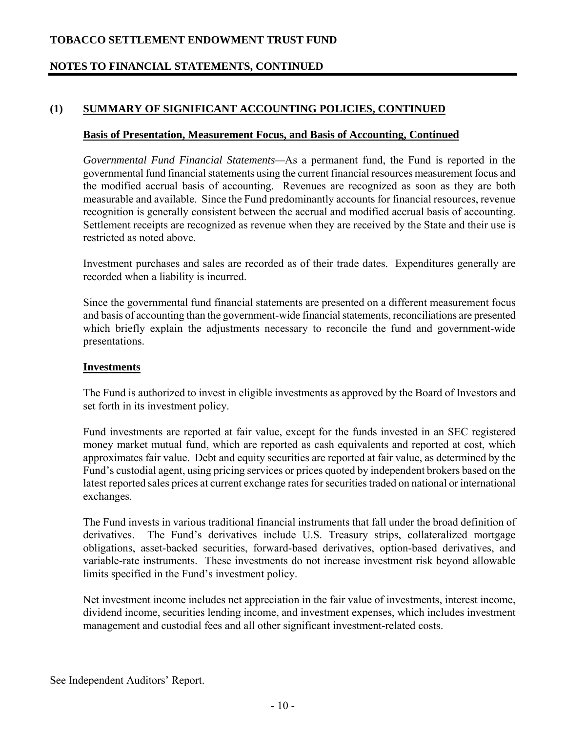## (1) SUMMARY OF SIGNIFICANT ACCOUNTING POLICIES, CONTINUED

### Basis of Presentation, Measurement Focus, and Basis of Accounting, Continued

*Governmental Fund Financial Statements*—As a permanent fund, the Fund is reported in the governmental fund financial statements using the current financial resources measurement focus and the modified accrual basis of accounting. Revenues are recognized as soon as they are both measurable and available. Since the Fund predominantly accounts for financial resources, revenue recognition is generally consistent between the accrual and modified accrual basis of accounting. Settlement receipts are recognized as revenue when they are received by the State and their use is restricted as noted above.

Investment purchases and sales are recorded as of their trade dates. Expenditures generally are recorded when a liability is incurred.

Since the governmental fund financial statements are presented on a different measurement focus and basis of accounting than the government-wide financial statements, reconciliations are presented which briefly explain the adjustments necessary to reconcile the fund and government-wide presentations.

### Investments

The Fund is authorized to invest in eligible investments as approved by the Board of Investors and set forth in its investment policy.

Fund investments are reported at fair value, except for the funds invested in an SEC registered money market mutual fund, which are reported as cash equivalents and reported at cost, which approximates fair value. Debt and equity securities are reported at fair value, as determined by the Fund's custodial agent, using pricing services or prices quoted by independent brokers based on the latest reported sales prices at current exchange rates for securities traded on national or international exchanges.

The Fund invests in various traditional financial instruments that fall under the broad definition of derivatives. The Fund's derivatives include U.S. Treasury strips, collateralized mortgage obligations, asset-backed securities, forward-based derivatives, option-based derivatives, and variable-rate instruments. These investments do not increase investment risk beyond allowable limits specified in the Fund's investment policy.

Net investment income includes net appreciation in the fair value of investments, interest income, dividend income, securities lending income, and investment expenses, which includes investment management and custodial fees and all other significant investment-related costs.

See Independent Auditors' Report.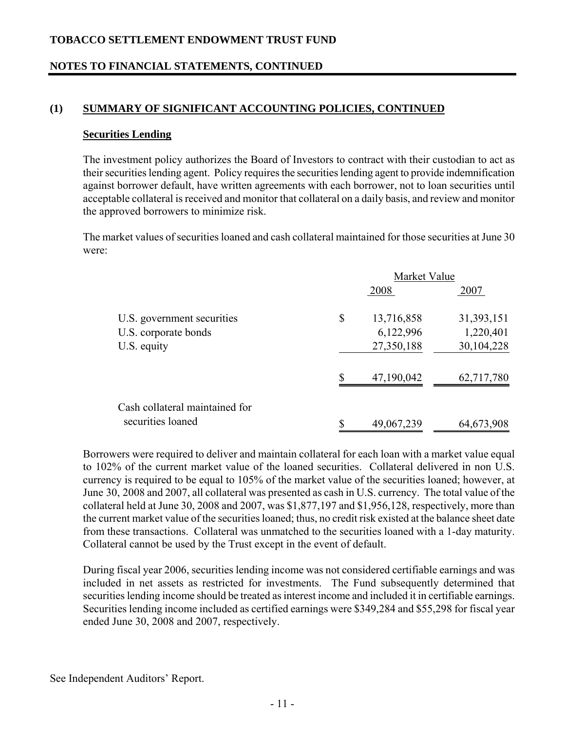## (1) SUMMARY OF SIGNIFICANT ACCOUNTING POLICIES, CONTINUED

### Securities Lending

The investment policy authorizes the Board of Investors to contract with their custodian to act as their securities lending agent. Policy requires the securities lending agent to provide indemnification against borrower default, have written agreements with each borrower, not to loan securities until acceptable collateral is received and monitor that collateral on a daily basis, and review and monitor the approved borrowers to minimize risk.

The market values of securities loaned and cash collateral maintained for those securities at June 30 were:

| | Market Value | |
|---|---|---|
| | 2008 | 2007 |
| U.S. government securities | $ 13,716,858 | 31,393,151 |
| U.S. corporate bonds | 6,122,996 | 1,220,401 |
| U.S. equity | 27,350,188 | 30,104,228 |
| | $ 47,190,042 | 62,717,780 |
| Cash collateral maintained for securities loaned | $ 49,067,239 | 64,673,908 |

Borrowers were required to deliver and maintain collateral for each loan with a market value equal to 102% of the current market value of the loaned securities. Collateral delivered in non U.S. currency is required to be equal to 105% of the market value of the securities loaned; however, at June 30, 2008 and 2007, all collateral was presented as cash in U.S. currency. The total value of the collateral held at June 30, 2008 and 2007, was $1,877,197 and $1,956,128, respectively, more than the current market value of the securities loaned; thus, no credit risk existed at the balance sheet date from these transactions. Collateral was unmatched to the securities loaned with a 1-day maturity. Collateral cannot be used by the Trust except in the event of default.

During fiscal year 2006, securities lending income was not considered certifiable earnings and was included in net assets as restricted for investments. The Fund subsequently determined that securities lending income should be treated as interest income and included it in certifiable earnings. Securities lending income included as certified earnings were $349,284 and $55,298 for fiscal year ended June 30, 2008 and 2007, respectively.

See Independent Auditors' Report.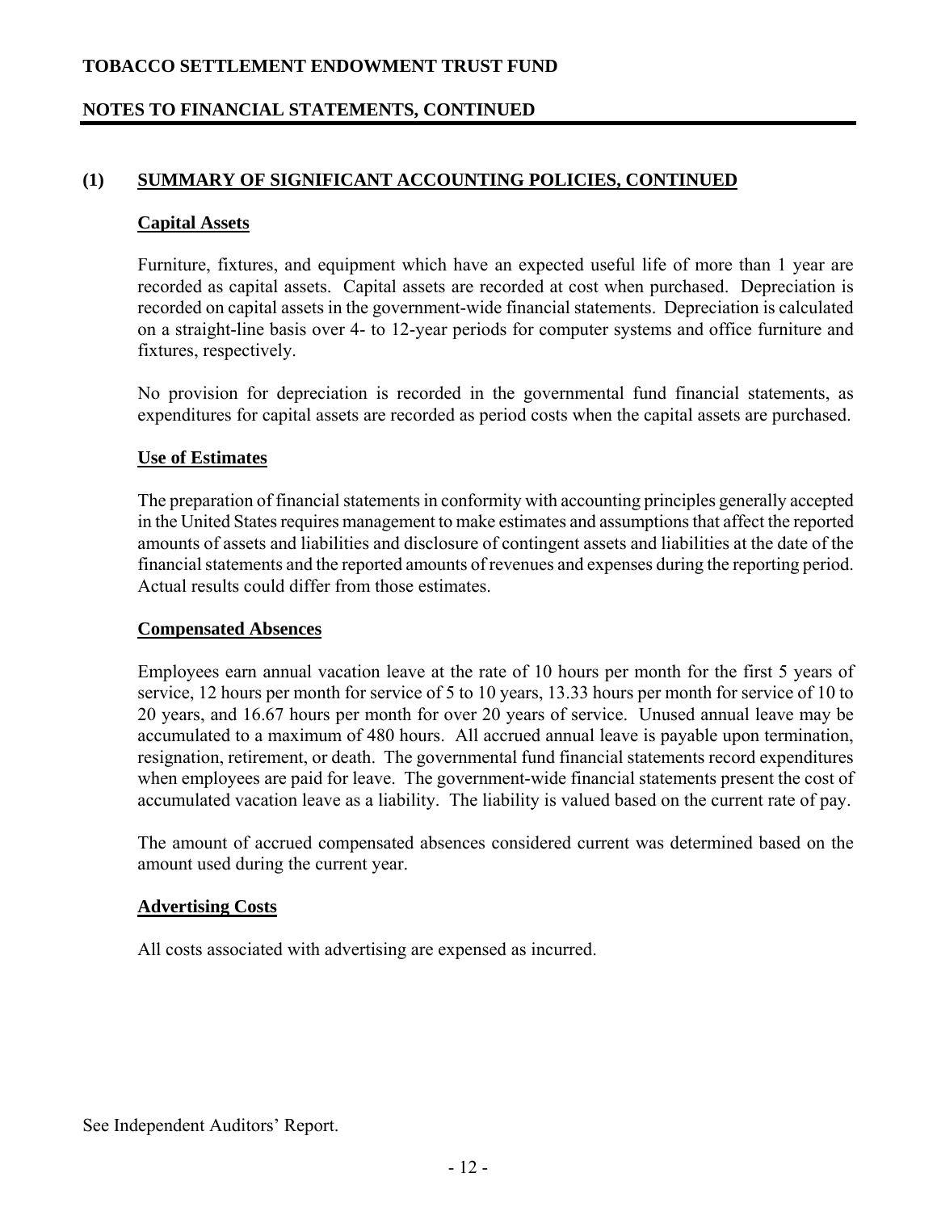## (1) SUMMARY OF SIGNIFICANT ACCOUNTING POLICIES, CONTINUED

### Capital Assets

Furniture, fixtures, and equipment which have an expected useful life of more than 1 year are recorded as capital assets. Capital assets are recorded at cost when purchased. Depreciation is recorded on capital assets in the government-wide financial statements. Depreciation is calculated on a straight-line basis over 4- to 12-year periods for computer systems and office furniture and fixtures, respectively.

No provision for depreciation is recorded in the governmental fund financial statements, as expenditures for capital assets are recorded as period costs when the capital assets are purchased.

### Use of Estimates

The preparation of financial statements in conformity with accounting principles generally accepted in the United States requires management to make estimates and assumptions that affect the reported amounts of assets and liabilities and disclosure of contingent assets and liabilities at the date of the financial statements and the reported amounts of revenues and expenses during the reporting period. Actual results could differ from those estimates.

### Compensated Absences

Employees earn annual vacation leave at the rate of 10 hours per month for the first 5 years of service, 12 hours per month for service of 5 to 10 years, 13.33 hours per month for service of 10 to 20 years, and 16.67 hours per month for over 20 years of service. Unused annual leave may be accumulated to a maximum of 480 hours. All accrued annual leave is payable upon termination, resignation, retirement, or death. The governmental fund financial statements record expenditures when employees are paid for leave. The government-wide financial statements present the cost of accumulated vacation leave as a liability. The liability is valued based on the current rate of pay.

The amount of accrued compensated absences considered current was determined based on the amount used during the current year.

### Advertising Costs

All costs associated with advertising are expensed as incurred.

See Independent Auditors' Report.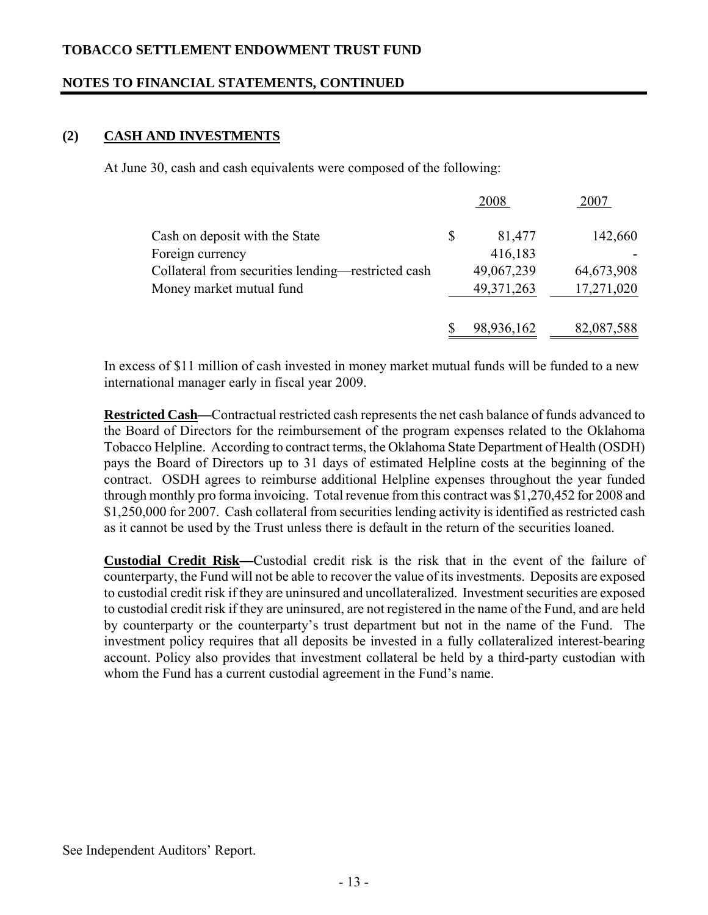## (2) CASH AND INVESTMENTS

At June 30, cash and cash equivalents were composed of the following:

| | 2008 | 2007 |
|---|---|---|
| Cash on deposit with the State | $ 81,477 | 142,660 |
| Foreign currency | 416,183 | - |
| Collateral from securities lending—restricted cash | 49,067,239 | 64,673,908 |
| Money market mutual fund | 49,371,263 | 17,271,020 |
| | $ 98,936,162 | 82,087,588 |

In excess of $11 million of cash invested in money market mutual funds will be funded to a new international manager early in fiscal year 2009.

**Restricted Cash—**Contractual restricted cash represents the net cash balance of funds advanced to the Board of Directors for the reimbursement of the program expenses related to the Oklahoma Tobacco Helpline. According to contract terms, the Oklahoma State Department of Health (OSDH) pays the Board of Directors up to 31 days of estimated Helpline costs at the beginning of the contract. OSDH agrees to reimburse additional Helpline expenses throughout the year funded through monthly pro forma invoicing. Total revenue from this contract was $1,270,452 for 2008 and $1,250,000 for 2007. Cash collateral from securities lending activity is identified as restricted cash as it cannot be used by the Trust unless there is default in the return of the securities loaned.

**Custodial Credit Risk—**Custodial credit risk is the risk that in the event of the failure of counterparty, the Fund will not be able to recover the value of its investments. Deposits are exposed to custodial credit risk if they are uninsured and uncollateralized. Investment securities are exposed to custodial credit risk if they are uninsured, are not registered in the name of the Fund, and are held by counterparty or the counterparty's trust department but not in the name of the Fund. The investment policy requires that all deposits be invested in a fully collateralized interest-bearing account. Policy also provides that investment collateral be held by a third-party custodian with whom the Fund has a current custodial agreement in the Fund's name.

See Independent Auditors' Report.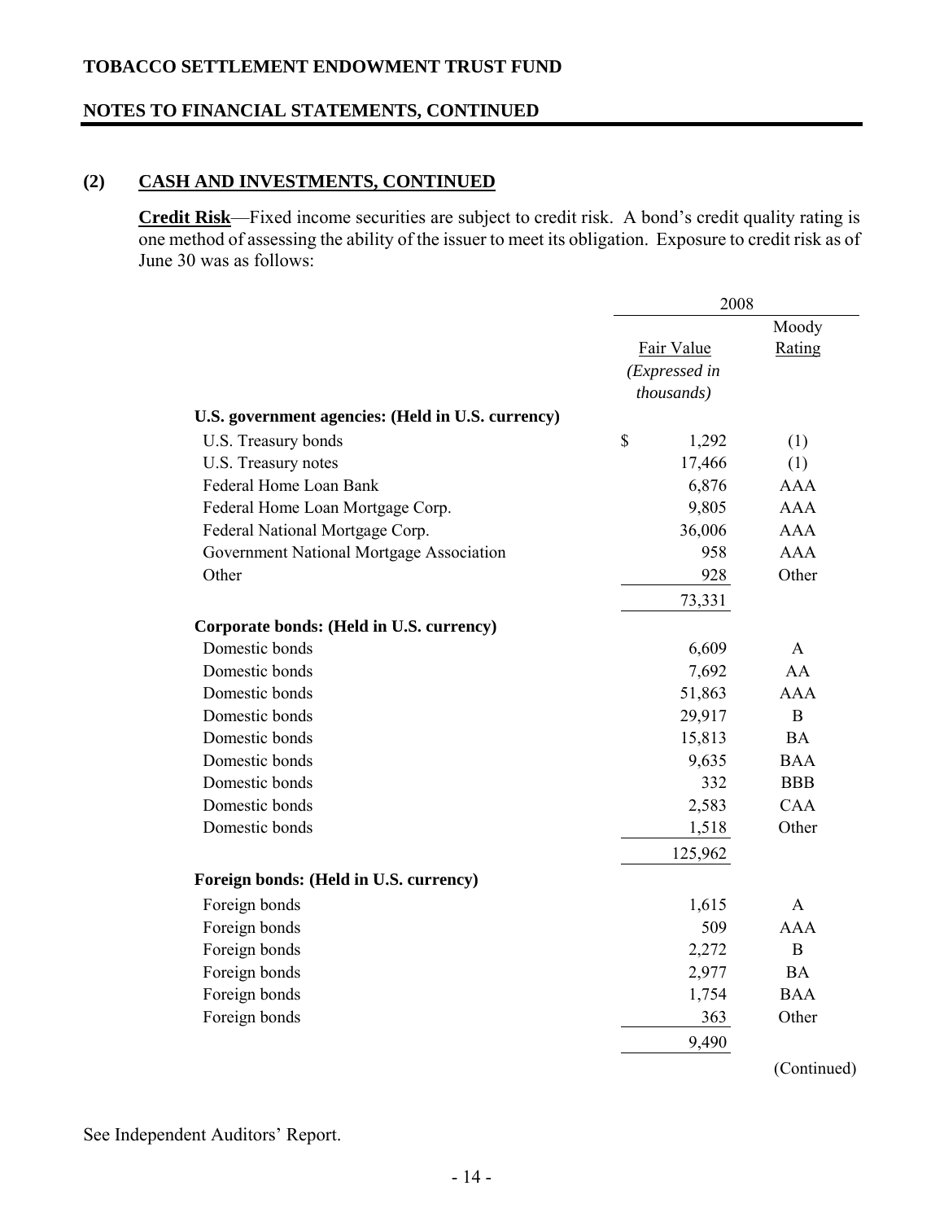## (2) CASH AND INVESTMENTS, CONTINUED

**Credit Risk**—Fixed income securities are subject to credit risk. A bond's credit quality rating is one method of assessing the ability of the issuer to meet its obligation. Exposure to credit risk as of June 30 was as follows:

| | 2008 | |
|---|---|---|
| | Fair Value *(Expressed in thousands)* | Moody Rating |
| **U.S. government agencies: (Held in U.S. currency)** | | |
| U.S. Treasury bonds | $ 1,292 | (1) |
| U.S. Treasury notes | 17,466 | (1) |
| Federal Home Loan Bank | 6,876 | AAA |
| Federal Home Loan Mortgage Corp. | 9,805 | AAA |
| Federal National Mortgage Corp. | 36,006 | AAA |
| Government National Mortgage Association | 958 | AAA |
| Other | 928 | Other |
| | 73,331 | |
| **Corporate bonds: (Held in U.S. currency)** | | |
| Domestic bonds | 6,609 | A |
| Domestic bonds | 7,692 | AA |
| Domestic bonds | 51,863 | AAA |
| Domestic bonds | 29,917 | B |
| Domestic bonds | 15,813 | BA |
| Domestic bonds | 9,635 | BAA |
| Domestic bonds | 332 | BBB |
| Domestic bonds | 2,583 | CAA |
| Domestic bonds | 1,518 | Other |
| | 125,962 | |
| **Foreign bonds: (Held in U.S. currency)** | | |
| Foreign bonds | 1,615 | A |
| Foreign bonds | 509 | AAA |
| Foreign bonds | 2,272 | B |
| Foreign bonds | 2,977 | BA |
| Foreign bonds | 1,754 | BAA |
| Foreign bonds | 363 | Other |
| | 9,490 | |

(Continued)

See Independent Auditors' Report.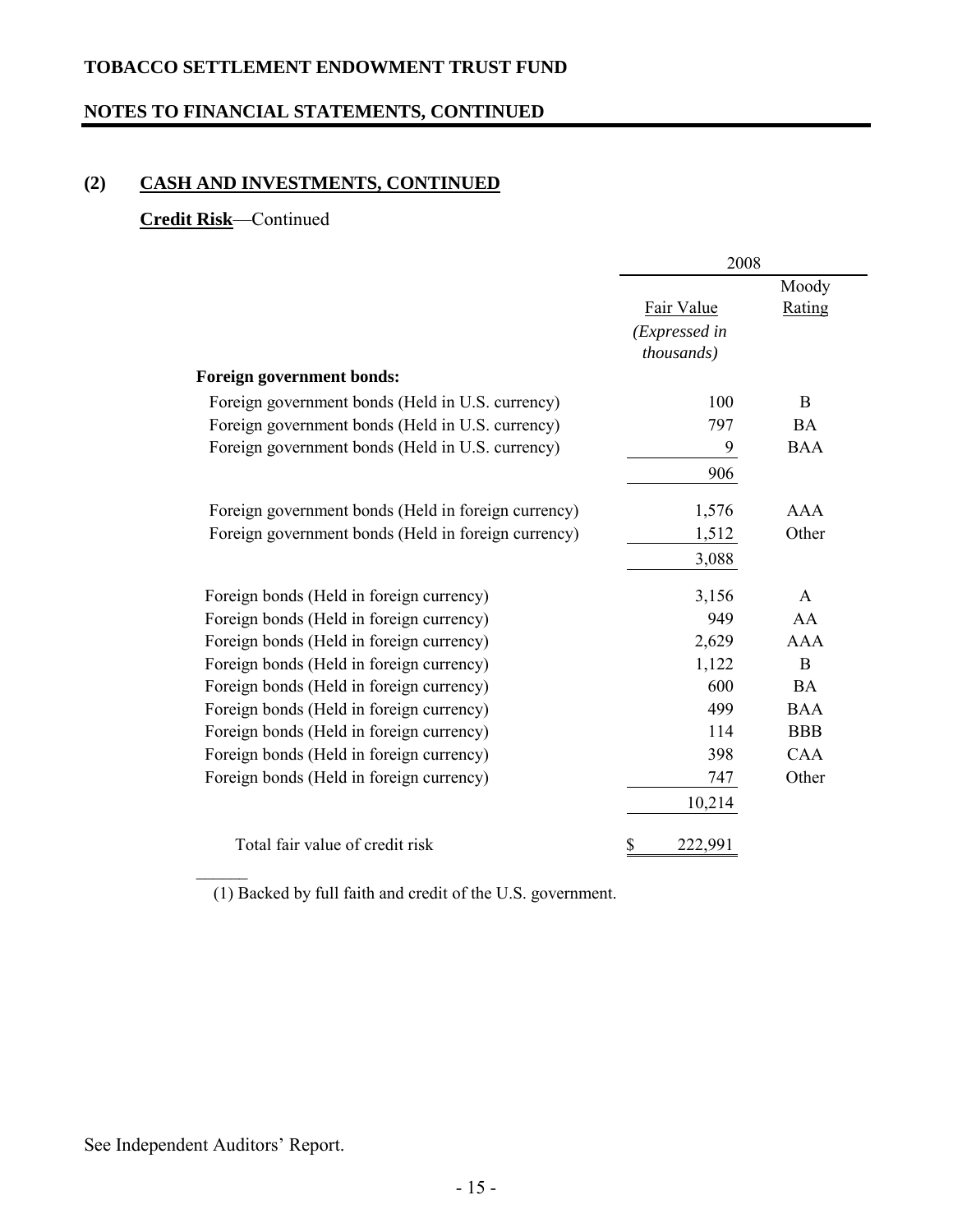# TOBACCO SETTLEMENT ENDOWMENT TRUST FUND

## NOTES TO FINANCIAL STATEMENTS, CONTINUED

## (2) CASH AND INVESTMENTS, CONTINUED

**Credit Risk**—Continued

| | 2008 | |
|---|---|---|
| | Fair Value *(Expressed in thousands)* | Moody Rating |
| **Foreign government bonds:** | | |
| Foreign government bonds (Held in U.S. currency) | 100 | B |
| Foreign government bonds (Held in U.S. currency) | 797 | BA |
| Foreign government bonds (Held in U.S. currency) | 9 | BAA |
| | 906 | |
| Foreign government bonds (Held in foreign currency) | 1,576 | AAA |
| Foreign government bonds (Held in foreign currency) | 1,512 | Other |
| | 3,088 | |
| Foreign bonds (Held in foreign currency) | 3,156 | A |
| Foreign bonds (Held in foreign currency) | 949 | AA |
| Foreign bonds (Held in foreign currency) | 2,629 | AAA |
| Foreign bonds (Held in foreign currency) | 1,122 | B |
| Foreign bonds (Held in foreign currency) | 600 | BA |
| Foreign bonds (Held in foreign currency) | 499 | BAA |
| Foreign bonds (Held in foreign currency) | 114 | BBB |
| Foreign bonds (Held in foreign currency) | 398 | CAA |
| Foreign bonds (Held in foreign currency) | 747 | Other |
| | 10,214 | |
| Total fair value of credit risk | $ 222,991 | |

(1) Backed by full faith and credit of the U.S. government.

See Independent Auditors' Report.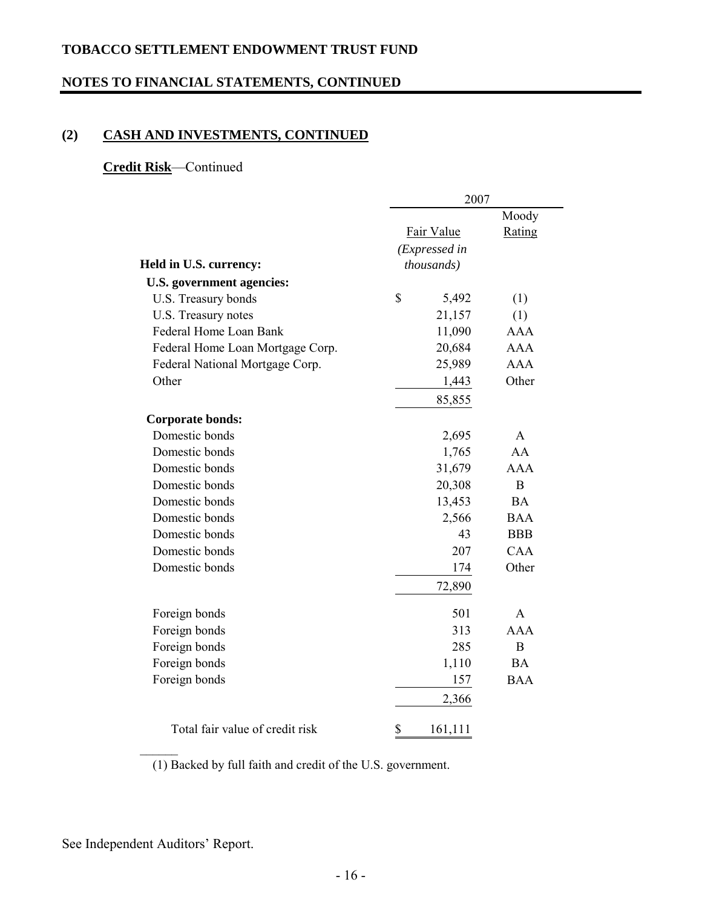## TOBACCO SETTLEMENT ENDOWMENT TRUST FUND

## NOTES TO FINANCIAL STATEMENTS, CONTINUED

### (2) CASH AND INVESTMENTS, CONTINUED

**Credit Risk**—Continued

| | 2007 | |
|---|---|---|
| | Fair Value | Moody Rating |
| **Held in U.S. currency:** | *(Expressed in thousands)* | |
| **U.S. government agencies:** | | |
| U.S. Treasury bonds | $ 5,492 | (1) |
| U.S. Treasury notes | 21,157 | (1) |
| Federal Home Loan Bank | 11,090 | AAA |
| Federal Home Loan Mortgage Corp. | 20,684 | AAA |
| Federal National Mortgage Corp. | 25,989 | AAA |
| Other | 1,443 | Other |
| | 85,855 | |
| **Corporate bonds:** | | |
| Domestic bonds | 2,695 | A |
| Domestic bonds | 1,765 | AA |
| Domestic bonds | 31,679 | AAA |
| Domestic bonds | 20,308 | B |
| Domestic bonds | 13,453 | BA |
| Domestic bonds | 2,566 | BAA |
| Domestic bonds | 43 | BBB |
| Domestic bonds | 207 | CAA |
| Domestic bonds | 174 | Other |
| | 72,890 | |
| Foreign bonds | 501 | A |
| Foreign bonds | 313 | AAA |
| Foreign bonds | 285 | B |
| Foreign bonds | 1,110 | BA |
| Foreign bonds | 157 | BAA |
| | 2,366 | |
| Total fair value of credit risk | $ 161,111 | |

(1) Backed by full faith and credit of the U.S. government.

See Independent Auditors' Report.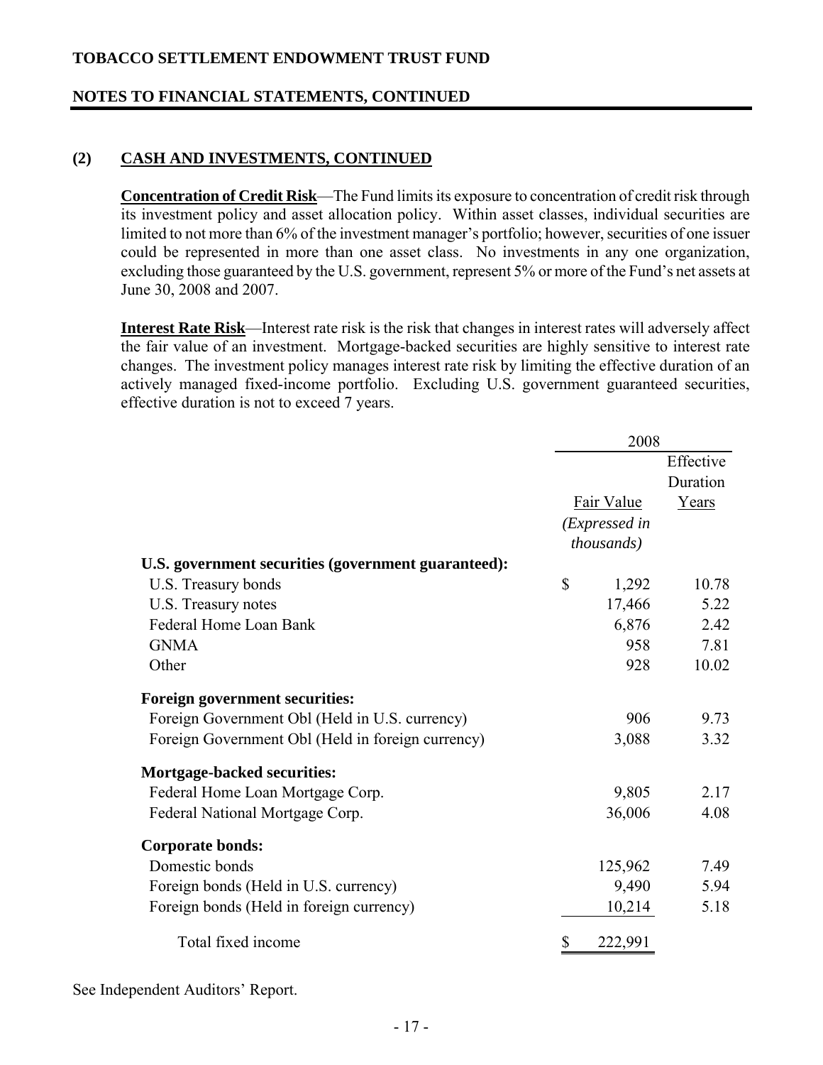## (2) CASH AND INVESTMENTS, CONTINUED

**Concentration of Credit Risk**—The Fund limits its exposure to concentration of credit risk through its investment policy and asset allocation policy. Within asset classes, individual securities are limited to not more than 6% of the investment manager's portfolio; however, securities of one issuer could be represented in more than one asset class. No investments in any one organization, excluding those guaranteed by the U.S. government, represent 5% or more of the Fund's net assets at June 30, 2008 and 2007.

**Interest Rate Risk**—Interest rate risk is the risk that changes in interest rates will adversely affect the fair value of an investment. Mortgage-backed securities are highly sensitive to interest rate changes. The investment policy manages interest rate risk by limiting the effective duration of an actively managed fixed-income portfolio. Excluding U.S. government guaranteed securities, effective duration is not to exceed 7 years.

| | 2008 | |
|---|---|---|
| | Fair Value *(Expressed in thousands)* | Effective Duration Years |
| **U.S. government securities (government guaranteed):** | | |
| U.S. Treasury bonds | $ 1,292 | 10.78 |
| U.S. Treasury notes | 17,466 | 5.22 |
| Federal Home Loan Bank | 6,876 | 2.42 |
| GNMA | 958 | 7.81 |
| Other | 928 | 10.02 |
| **Foreign government securities:** | | |
| Foreign Government Obl (Held in U.S. currency) | 906 | 9.73 |
| Foreign Government Obl (Held in foreign currency) | 3,088 | 3.32 |
| **Mortgage-backed securities:** | | |
| Federal Home Loan Mortgage Corp. | 9,805 | 2.17 |
| Federal National Mortgage Corp. | 36,006 | 4.08 |
| **Corporate bonds:** | | |
| Domestic bonds | 125,962 | 7.49 |
| Foreign bonds (Held in U.S. currency) | 9,490 | 5.94 |
| Foreign bonds (Held in foreign currency) | 10,214 | 5.18 |
| Total fixed income | $ 222,991 | |

See Independent Auditors' Report.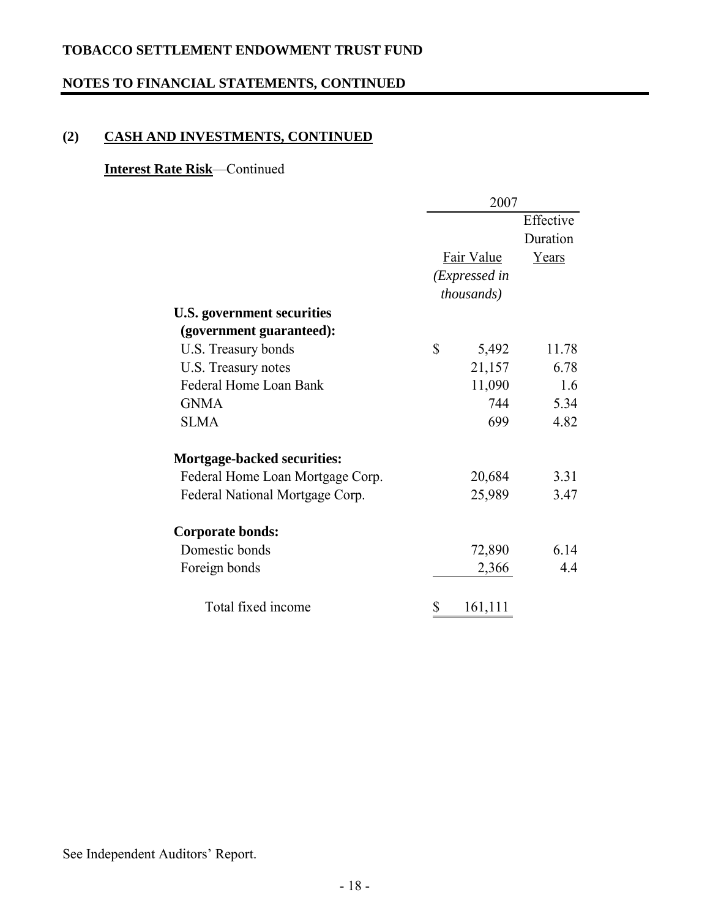## (2) CASH AND INVESTMENTS, CONTINUED

**Interest Rate Risk**—Continued

| | 2007 | |
|---|---|---|
| | Fair Value *(Expressed in thousands)* | Effective Duration Years |
| **U.S. government securities (government guaranteed):** | | |
| U.S. Treasury bonds | $ 5,492 | 11.78 |
| U.S. Treasury notes | 21,157 | 6.78 |
| Federal Home Loan Bank | 11,090 | 1.6 |
| GNMA | 744 | 5.34 |
| SLMA | 699 | 4.82 |
| **Mortgage-backed securities:** | | |
| Federal Home Loan Mortgage Corp. | 20,684 | 3.31 |
| Federal National Mortgage Corp. | 25,989 | 3.47 |
| **Corporate bonds:** | | |
| Domestic bonds | 72,890 | 6.14 |
| Foreign bonds | 2,366 | 4.4 |
| Total fixed income | $ 161,111 | |

See Independent Auditors' Report.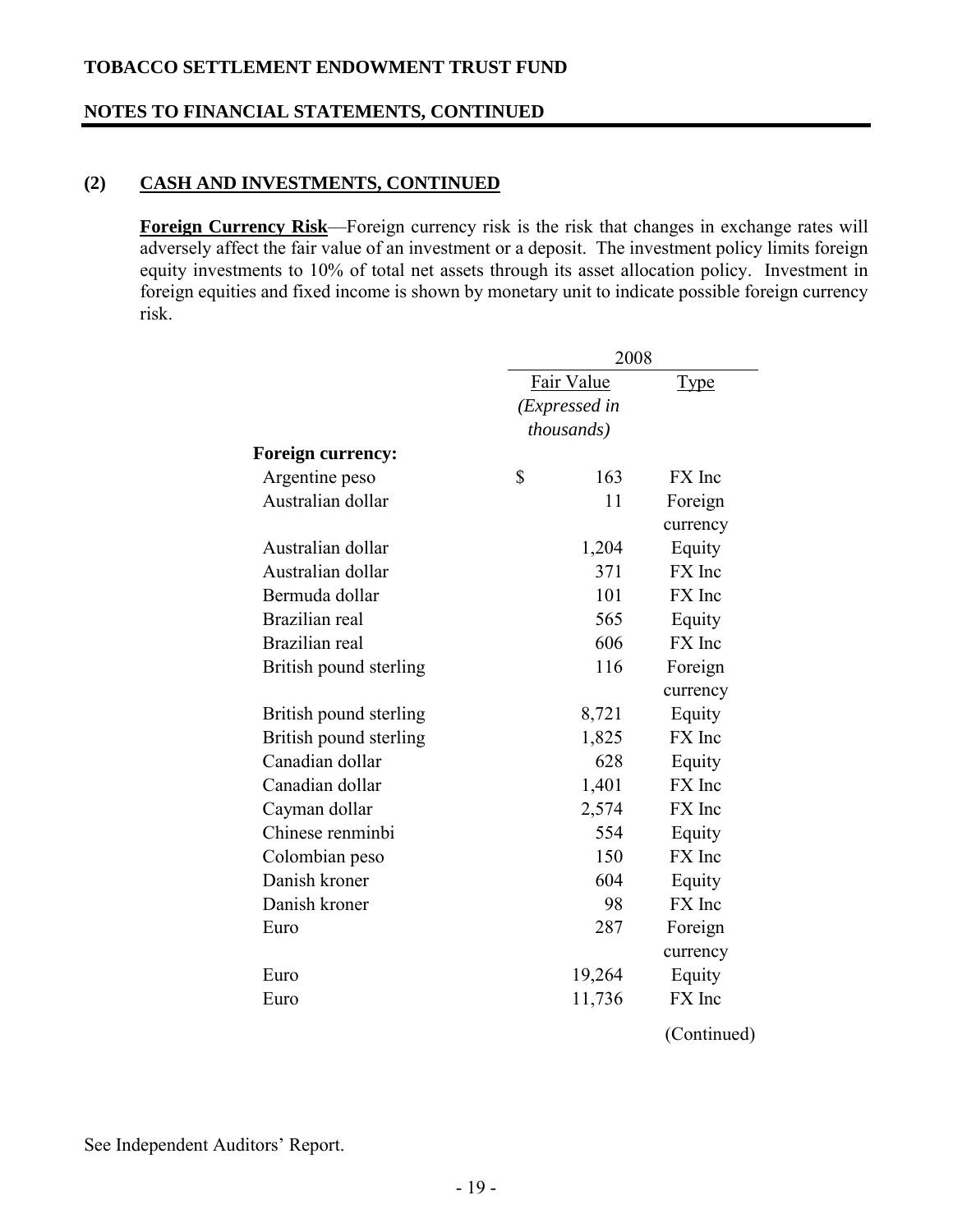**TOBACCO SETTLEMENT ENDOWMENT TRUST FUND**

**NOTES TO FINANCIAL STATEMENTS, CONTINUED**

## (2) CASH AND INVESTMENTS, CONTINUED

**Foreign Currency Risk**—Foreign currency risk is the risk that changes in exchange rates will adversely affect the fair value of an investment or a deposit. The investment policy limits foreign equity investments to 10% of total net assets through its asset allocation policy. Investment in foreign equities and fixed income is shown by monetary unit to indicate possible foreign currency risk.

| | 2008 | |
|---|---|---|
| | Fair Value *(Expressed in thousands)* | Type |
| **Foreign currency:** | | |
| Argentine peso | $ 163 | FX Inc |
| Australian dollar | 11 | Foreign currency |
| Australian dollar | 1,204 | Equity |
| Australian dollar | 371 | FX Inc |
| Bermuda dollar | 101 | FX Inc |
| Brazilian real | 565 | Equity |
| Brazilian real | 606 | FX Inc |
| British pound sterling | 116 | Foreign currency |
| British pound sterling | 8,721 | Equity |
| British pound sterling | 1,825 | FX Inc |
| Canadian dollar | 628 | Equity |
| Canadian dollar | 1,401 | FX Inc |
| Cayman dollar | 2,574 | FX Inc |
| Chinese renminbi | 554 | Equity |
| Colombian peso | 150 | FX Inc |
| Danish kroner | 604 | Equity |
| Danish kroner | 98 | FX Inc |
| Euro | 287 | Foreign currency |
| Euro | 19,264 | Equity |
| Euro | 11,736 | FX Inc |

(Continued)

See Independent Auditors' Report.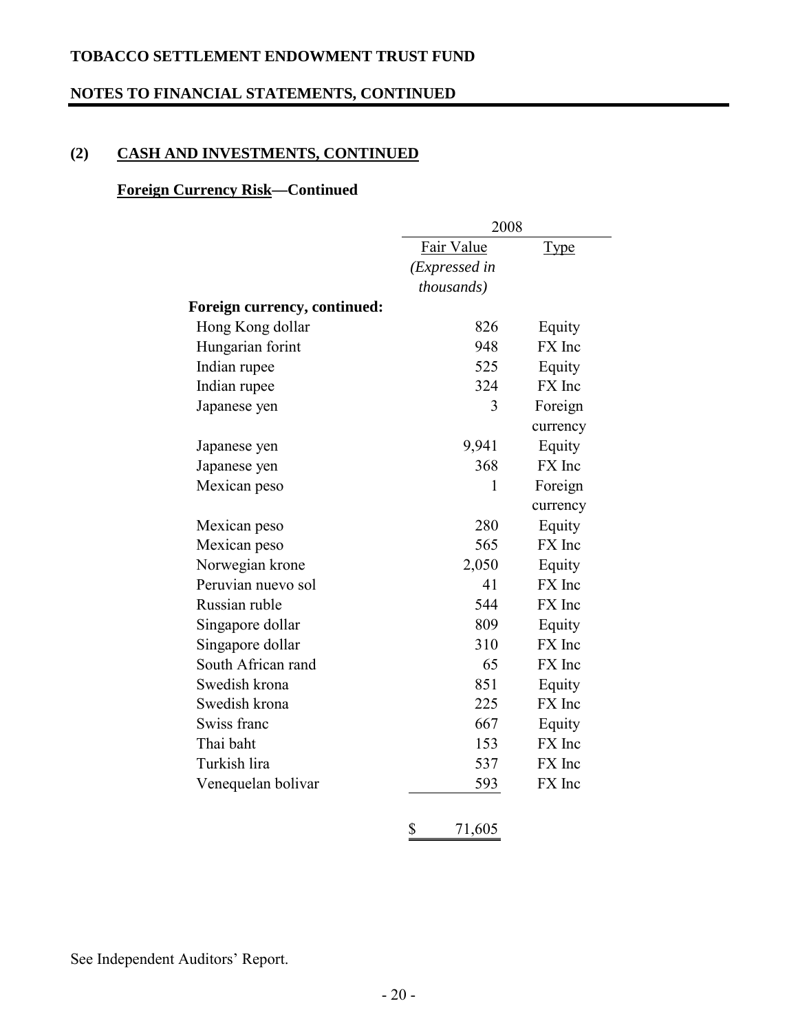## (2) CASH AND INVESTMENTS, CONTINUED

### Foreign Currency Risk—Continued

| | 2008 | |
|---|---|---|
| | Fair Value *(Expressed in thousands)* | Type |
| **Foreign currency, continued:** | | |
| Hong Kong dollar | 826 | Equity |
| Hungarian forint | 948 | FX Inc |
| Indian rupee | 525 | Equity |
| Indian rupee | 324 | FX Inc |
| Japanese yen | 3 | Foreign currency |
| Japanese yen | 9,941 | Equity |
| Japanese yen | 368 | FX Inc |
| Mexican peso | 1 | Foreign currency |
| Mexican peso | 280 | Equity |
| Mexican peso | 565 | FX Inc |
| Norwegian krone | 2,050 | Equity |
| Peruvian nuevo sol | 41 | FX Inc |
| Russian ruble | 544 | FX Inc |
| Singapore dollar | 809 | Equity |
| Singapore dollar | 310 | FX Inc |
| South African rand | 65 | FX Inc |
| Swedish krona | 851 | Equity |
| Swedish krona | 225 | FX Inc |
| Swiss franc | 667 | Equity |
| Thai baht | 153 | FX Inc |
| Turkish lira | 537 | FX Inc |
| Venequelan bolivar | 593 | FX Inc |
| | $ 71,605 | |

See Independent Auditors' Report.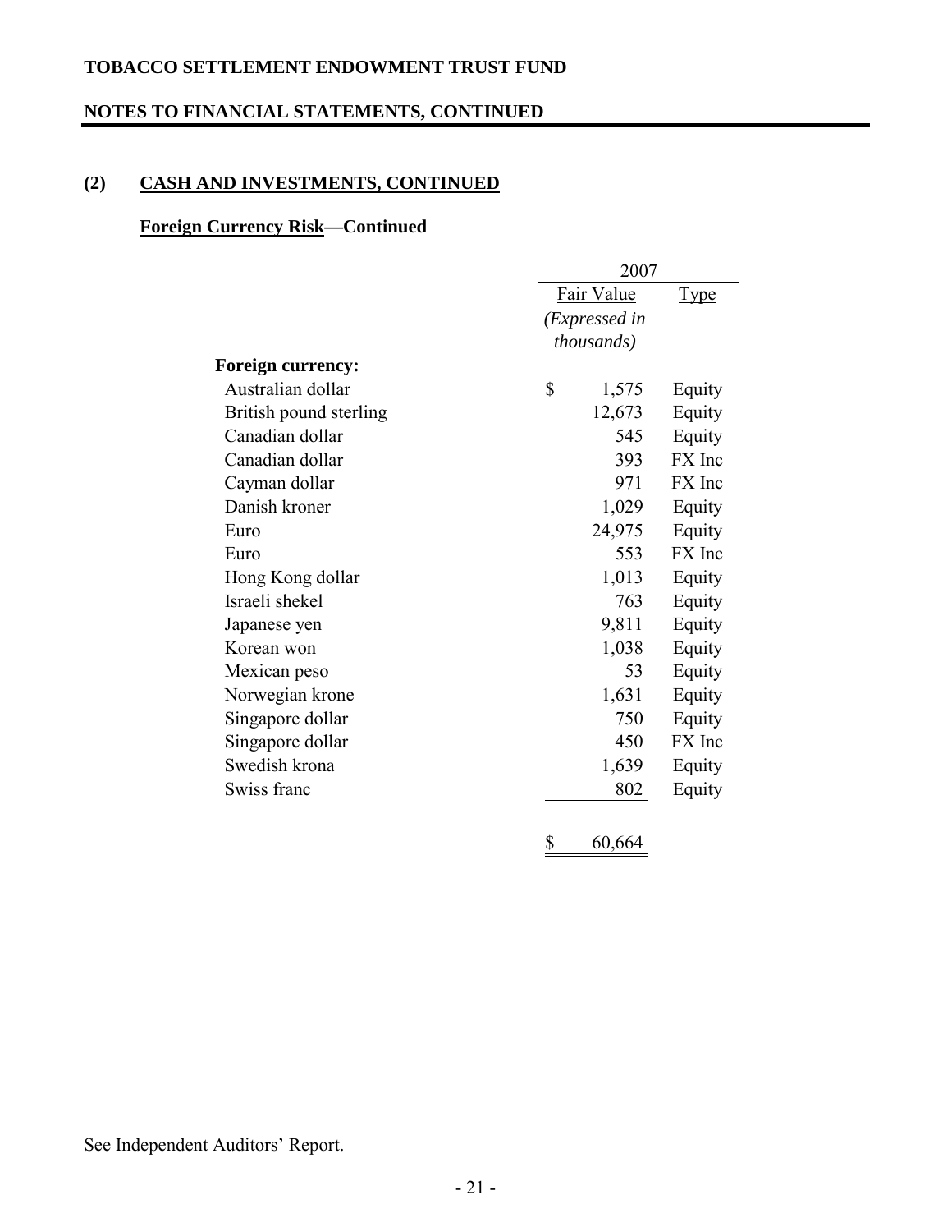# TOBACCO SETTLEMENT ENDOWMENT TRUST FUND

## NOTES TO FINANCIAL STATEMENTS, CONTINUED

### (2) CASH AND INVESTMENTS, CONTINUED

#### Foreign Currency Risk—Continued

| | 2007 | |
|---|---|---|
| | Fair Value *(Expressed in thousands)* | Type |
| **Foreign currency:** | | |
| Australian dollar | $ 1,575 | Equity |
| British pound sterling | 12,673 | Equity |
| Canadian dollar | 545 | Equity |
| Canadian dollar | 393 | FX Inc |
| Cayman dollar | 971 | FX Inc |
| Danish kroner | 1,029 | Equity |
| Euro | 24,975 | Equity |
| Euro | 553 | FX Inc |
| Hong Kong dollar | 1,013 | Equity |
| Israeli shekel | 763 | Equity |
| Japanese yen | 9,811 | Equity |
| Korean won | 1,038 | Equity |
| Mexican peso | 53 | Equity |
| Norwegian krone | 1,631 | Equity |
| Singapore dollar | 750 | Equity |
| Singapore dollar | 450 | FX Inc |
| Swedish krona | 1,639 | Equity |
| Swiss franc | 802 | Equity |
| | $ 60,664 | |

See Independent Auditors' Report.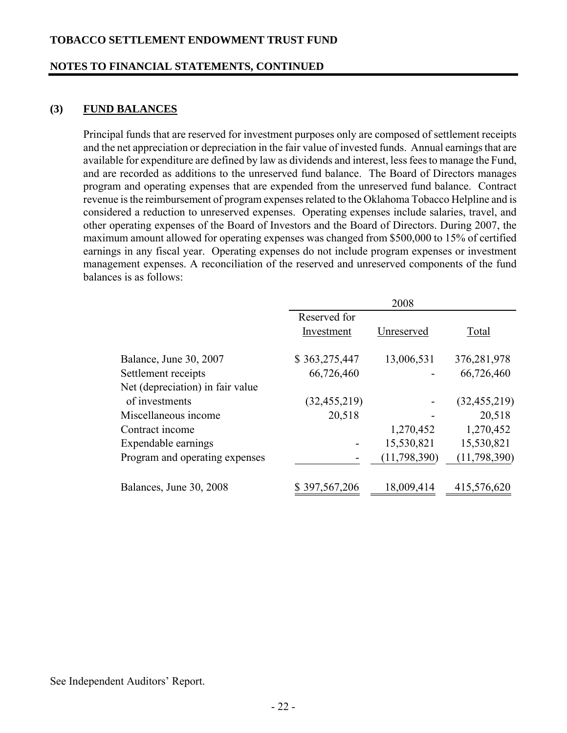## (3) FUND BALANCES

Principal funds that are reserved for investment purposes only are composed of settlement receipts and the net appreciation or depreciation in the fair value of invested funds. Annual earnings that are available for expenditure are defined by law as dividends and interest, less fees to manage the Fund, and are recorded as additions to the unreserved fund balance. The Board of Directors manages program and operating expenses that are expended from the unreserved fund balance. Contract revenue is the reimbursement of program expenses related to the Oklahoma Tobacco Helpline and is considered a reduction to unreserved expenses. Operating expenses include salaries, travel, and other operating expenses of the Board of Investors and the Board of Directors. During 2007, the maximum amount allowed for operating expenses was changed from $500,000 to 15% of certified earnings in any fiscal year. Operating expenses do not include program expenses or investment management expenses. A reconciliation of the reserved and unreserved components of the fund balances is as follows:

| | 2008 | | |
|---|---|---|---|
| | Reserved for Investment | Unreserved | Total |
| Balance, June 30, 2007 | $ 363,275,447 | 13,006,531 | 376,281,978 |
| Settlement receipts | 66,726,460 | - | 66,726,460 |
| Net (depreciation) in fair value of investments | (32,455,219) | - | (32,455,219) |
| Miscellaneous income | 20,518 | - | 20,518 |
| Contract income | | 1,270,452 | 1,270,452 |
| Expendable earnings | - | 15,530,821 | 15,530,821 |
| Program and operating expenses | - | (11,798,390) | (11,798,390) |
| Balances, June 30, 2008 | $ 397,567,206 | 18,009,414 | 415,576,620 |

See Independent Auditors' Report.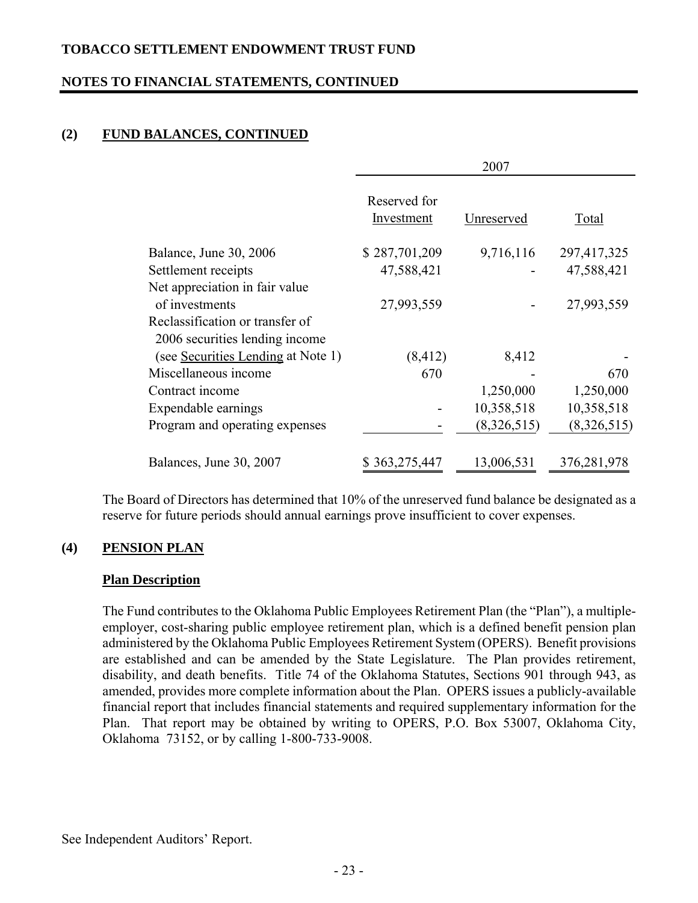**TOBACCO SETTLEMENT ENDOWMENT TRUST FUND**

**NOTES TO FINANCIAL STATEMENTS, CONTINUED**

## (2) FUND BALANCES, CONTINUED

| | 2007 | | |
|---|---|---|---|
| | Reserved for Investment | Unreserved | Total |
| Balance, June 30, 2006 | $ 287,701,209 | 9,716,116 | 297,417,325 |
| Settlement receipts | 47,588,421 | - | 47,588,421 |
| Net appreciation in fair value of investments | 27,993,559 | - | 27,993,559 |
| Reclassification or transfer of 2006 securities lending income (see Securities Lending at Note 1) | (8,412) | 8,412 | - |
| Miscellaneous income | 670 | - | 670 |
| Contract income | | 1,250,000 | 1,250,000 |
| Expendable earnings | - | 10,358,518 | 10,358,518 |
| Program and operating expenses | - | (8,326,515) | (8,326,515) |
| Balances, June 30, 2007 | $ 363,275,447 | 13,006,531 | 376,281,978 |

The Board of Directors has determined that 10% of the unreserved fund balance be designated as a reserve for future periods should annual earnings prove insufficient to cover expenses.

## (4) PENSION PLAN

### Plan Description

The Fund contributes to the Oklahoma Public Employees Retirement Plan (the "Plan"), a multiple-employer, cost-sharing public employee retirement plan, which is a defined benefit pension plan administered by the Oklahoma Public Employees Retirement System (OPERS). Benefit provisions are established and can be amended by the State Legislature. The Plan provides retirement, disability, and death benefits. Title 74 of the Oklahoma Statutes, Sections 901 through 943, as amended, provides more complete information about the Plan. OPERS issues a publicly-available financial report that includes financial statements and required supplementary information for the Plan. That report may be obtained by writing to OPERS, P.O. Box 53007, Oklahoma City, Oklahoma 73152, or by calling 1-800-733-9008.

See Independent Auditors' Report.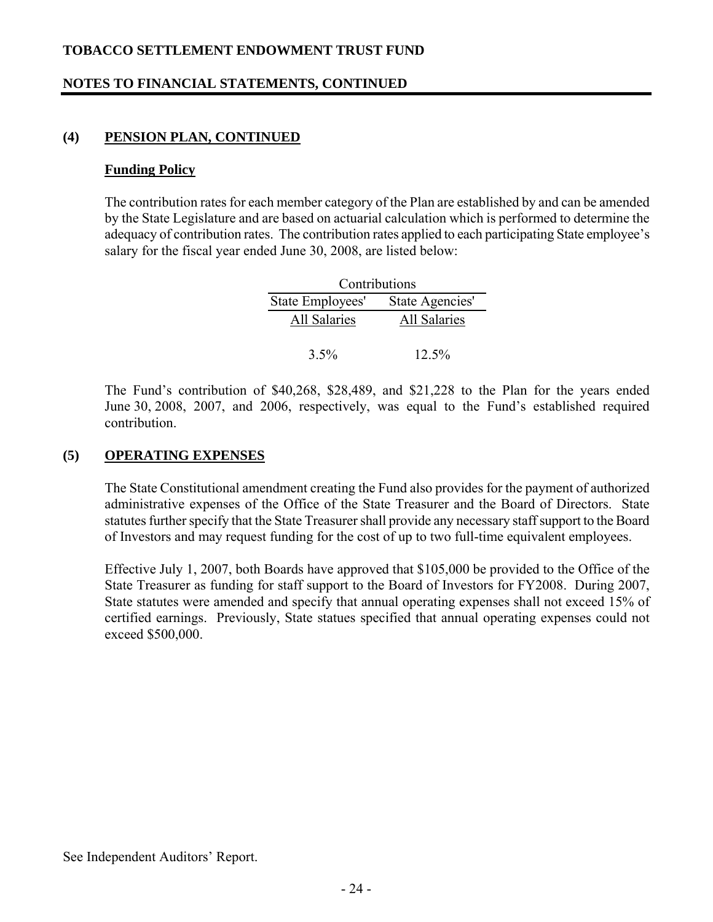## (4) PENSION PLAN, CONTINUED

### Funding Policy

The contribution rates for each member category of the Plan are established by and can be amended by the State Legislature and are based on actuarial calculation which is performed to determine the adequacy of contribution rates. The contribution rates applied to each participating State employee's salary for the fiscal year ended June 30, 2008, are listed below:

| Contributions | |
|---|---|
| State Employees' | State Agencies' |
| All Salaries | All Salaries |
| 3.5% | 12.5% |

The Fund's contribution of $40,268, $28,489, and $21,228 to the Plan for the years ended June 30, 2008, 2007, and 2006, respectively, was equal to the Fund's established required contribution.

## (5) OPERATING EXPENSES

The State Constitutional amendment creating the Fund also provides for the payment of authorized administrative expenses of the Office of the State Treasurer and the Board of Directors. State statutes further specify that the State Treasurer shall provide any necessary staff support to the Board of Investors and may request funding for the cost of up to two full-time equivalent employees.

Effective July 1, 2007, both Boards have approved that $105,000 be provided to the Office of the State Treasurer as funding for staff support to the Board of Investors for FY2008. During 2007, State statutes were amended and specify that annual operating expenses shall not exceed 15% of certified earnings. Previously, State statues specified that annual operating expenses could not exceed $500,000.

See Independent Auditors' Report.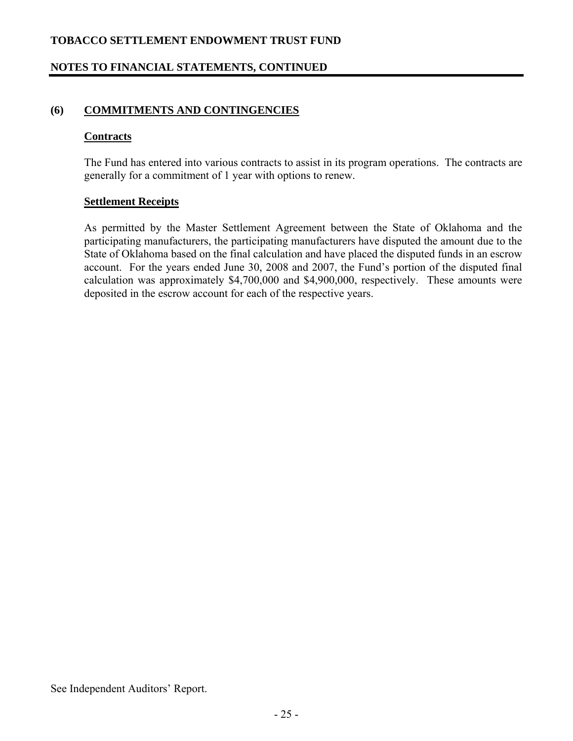## (6) COMMITMENTS AND CONTINGENCIES

### Contracts

The Fund has entered into various contracts to assist in its program operations. The contracts are generally for a commitment of 1 year with options to renew.

### Settlement Receipts

As permitted by the Master Settlement Agreement between the State of Oklahoma and the participating manufacturers, the participating manufacturers have disputed the amount due to the State of Oklahoma based on the final calculation and have placed the disputed funds in an escrow account. For the years ended June 30, 2008 and 2007, the Fund's portion of the disputed final calculation was approximately $4,700,000 and $4,900,000, respectively. These amounts were deposited in the escrow account for each of the respective years.

See Independent Auditors' Report.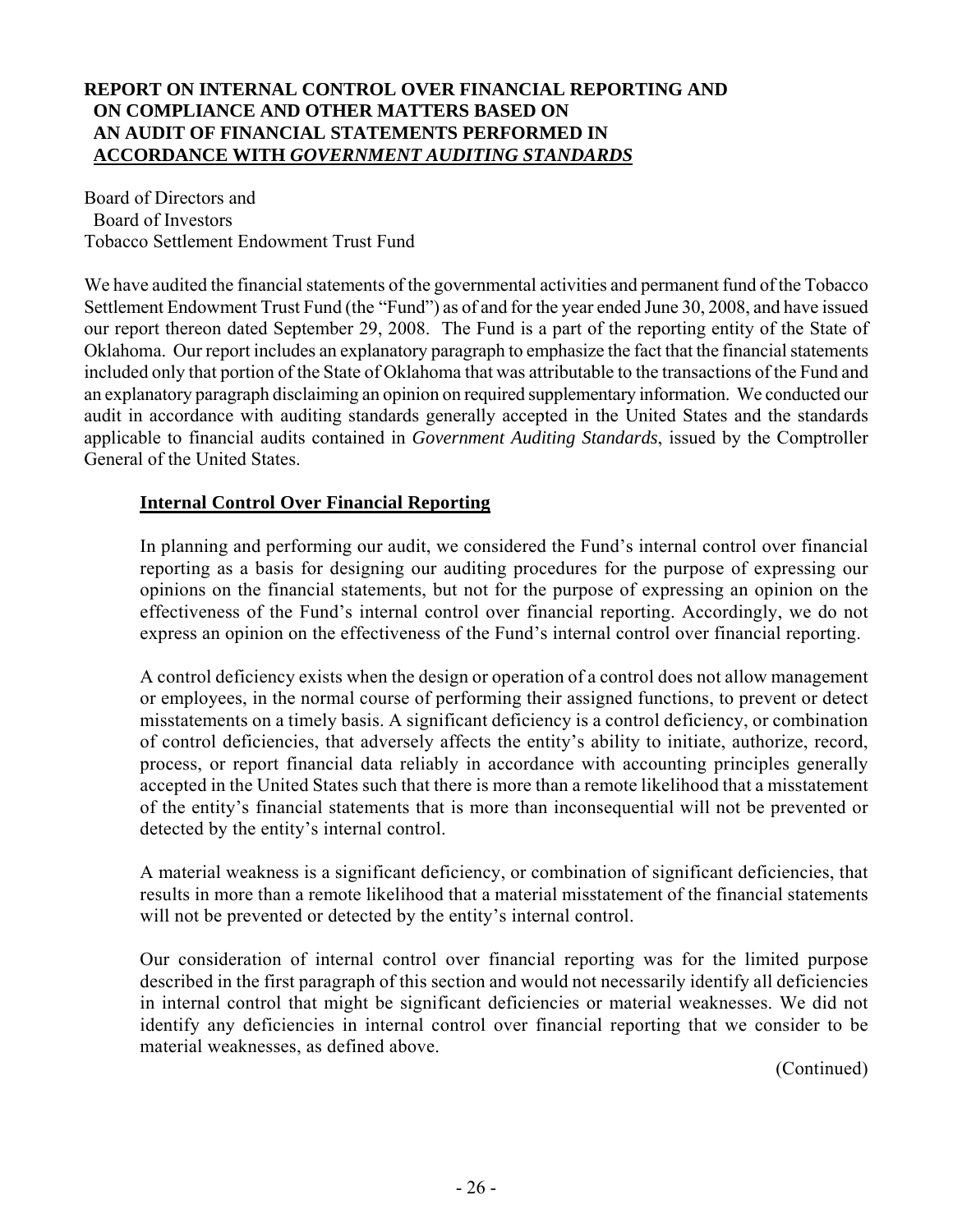# **REPORT ON INTERNAL CONTROL OVER FINANCIAL REPORTING AND ON COMPLIANCE AND OTHER MATTERS BASED ON AN AUDIT OF FINANCIAL STATEMENTS PERFORMED IN ACCORDANCE WITH *GOVERNMENT AUDITING STANDARDS***

Board of Directors and
Board of Investors
Tobacco Settlement Endowment Trust Fund

We have audited the financial statements of the governmental activities and permanent fund of the Tobacco Settlement Endowment Trust Fund (the "Fund") as of and for the year ended June 30, 2008, and have issued our report thereon dated September 29, 2008. The Fund is a part of the reporting entity of the State of Oklahoma. Our report includes an explanatory paragraph to emphasize the fact that the financial statements included only that portion of the State of Oklahoma that was attributable to the transactions of the Fund and an explanatory paragraph disclaiming an opinion on required supplementary information. We conducted our audit in accordance with auditing standards generally accepted in the United States and the standards applicable to financial audits contained in *Government Auditing Standards*, issued by the Comptroller General of the United States.

## **Internal Control Over Financial Reporting**

In planning and performing our audit, we considered the Fund's internal control over financial reporting as a basis for designing our auditing procedures for the purpose of expressing our opinions on the financial statements, but not for the purpose of expressing an opinion on the effectiveness of the Fund's internal control over financial reporting. Accordingly, we do not express an opinion on the effectiveness of the Fund's internal control over financial reporting.

A control deficiency exists when the design or operation of a control does not allow management or employees, in the normal course of performing their assigned functions, to prevent or detect misstatements on a timely basis. A significant deficiency is a control deficiency, or combination of control deficiencies, that adversely affects the entity's ability to initiate, authorize, record, process, or report financial data reliably in accordance with accounting principles generally accepted in the United States such that there is more than a remote likelihood that a misstatement of the entity's financial statements that is more than inconsequential will not be prevented or detected by the entity's internal control.

A material weakness is a significant deficiency, or combination of significant deficiencies, that results in more than a remote likelihood that a material misstatement of the financial statements will not be prevented or detected by the entity's internal control.

Our consideration of internal control over financial reporting was for the limited purpose described in the first paragraph of this section and would not necessarily identify all deficiencies in internal control that might be significant deficiencies or material weaknesses. We did not identify any deficiencies in internal control over financial reporting that we consider to be material weaknesses, as defined above.

(Continued)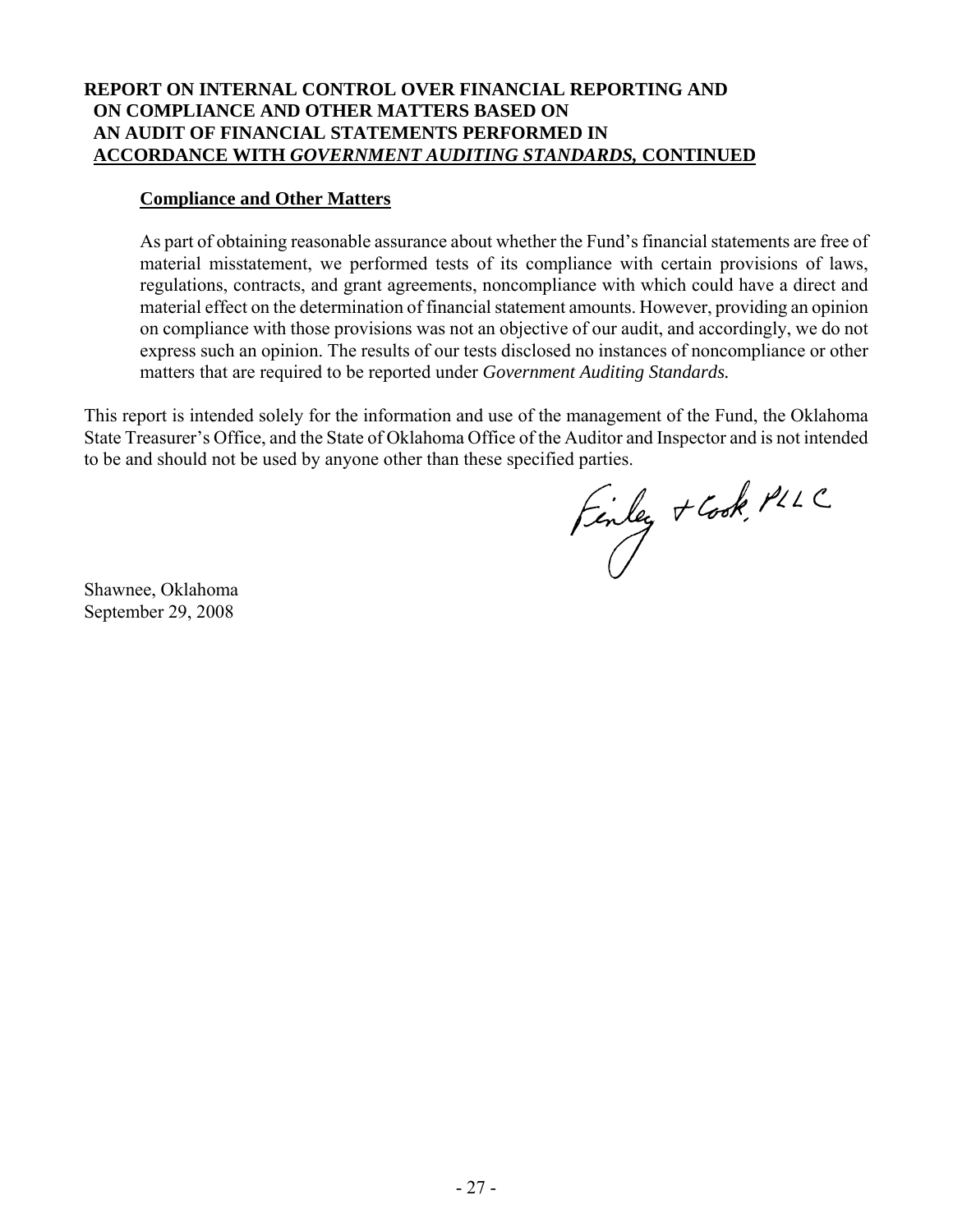**REPORT ON INTERNAL CONTROL OVER FINANCIAL REPORTING AND ON COMPLIANCE AND OTHER MATTERS BASED ON AN AUDIT OF FINANCIAL STATEMENTS PERFORMED IN ACCORDANCE WITH *GOVERNMENT AUDITING STANDARDS,* CONTINUED**

**Compliance and Other Matters**

As part of obtaining reasonable assurance about whether the Fund's financial statements are free of material misstatement, we performed tests of its compliance with certain provisions of laws, regulations, contracts, and grant agreements, noncompliance with which could have a direct and material effect on the determination of financial statement amounts. However, providing an opinion on compliance with those provisions was not an objective of our audit, and accordingly, we do not express such an opinion. The results of our tests disclosed no instances of noncompliance or other matters that are required to be reported under *Government Auditing Standards.*

This report is intended solely for the information and use of the management of the Fund, the Oklahoma State Treasurer's Office, and the State of Oklahoma Office of the Auditor and Inspector and is not intended to be and should not be used by anyone other than these specified parties.

Finley & Cook, PLLC

Shawnee, Oklahoma
September 29, 2008